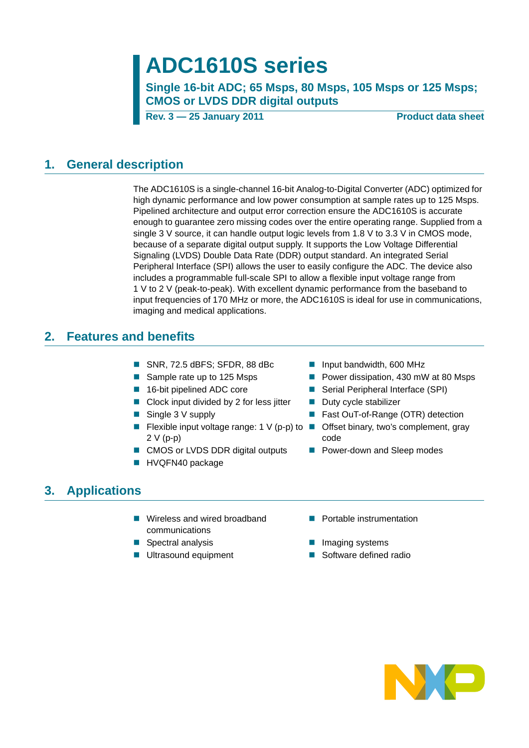# ADC1610S series

## Single 16-bit ADC; 65 Msps, 80 Msps, 105 Msps or 125 Msps; CMOS or LVDS DDR digital outputs

**Rev. 3 — 25 January 2011** **Product data sheet**

## 1. General description

The ADC1610S is a single-channel 16-bit Analog-to-Digital Converter (ADC) optimized for high dynamic performance and low power consumption at sample rates up to 125 Msps. Pipelined architecture and output error correction ensure the ADC1610S is accurate enough to guarantee zero missing codes over the entire operating range. Supplied from a single 3 V source, it can handle output logic levels from 1.8 V to 3.3 V in CMOS mode, because of a separate digital output supply. It supports the Low Voltage Differential Signaling (LVDS) Double Data Rate (DDR) output standard. An integrated Serial Peripheral Interface (SPI) allows the user to easily configure the ADC. The device also includes a programmable full-scale SPI to allow a flexible input voltage range from 1 V to 2 V (peak-to-peak). With excellent dynamic performance from the baseband to input frequencies of 170 MHz or more, the ADC1610S is ideal for use in communications, imaging and medical applications.

## 2. Features and benefits

- SNR, 72.5 dBFS; SFDR, 88 dBc
- Sample rate up to 125 Msps
- 16-bit pipelined ADC core
- Clock input divided by 2 for less jitter
- Single 3 V supply
- Flexible input voltage range: 1 V (p-p) to 2 V (p-p)
- CMOS or LVDS DDR digital outputs
- HVQFN40 package
- Input bandwidth, 600 MHz
- Power dissipation, 430 mW at 80 Msps
- Serial Peripheral Interface (SPI)
- Duty cycle stabilizer
- Fast OuT-of-Range (OTR) detection
- Offset binary, two's complement, gray code
- Power-down and Sleep modes

## 3. Applications

- Wireless and wired broadband communications
- Spectral analysis
- Ultrasound equipment
- Portable instrumentation
- Imaging systems
- Software defined radio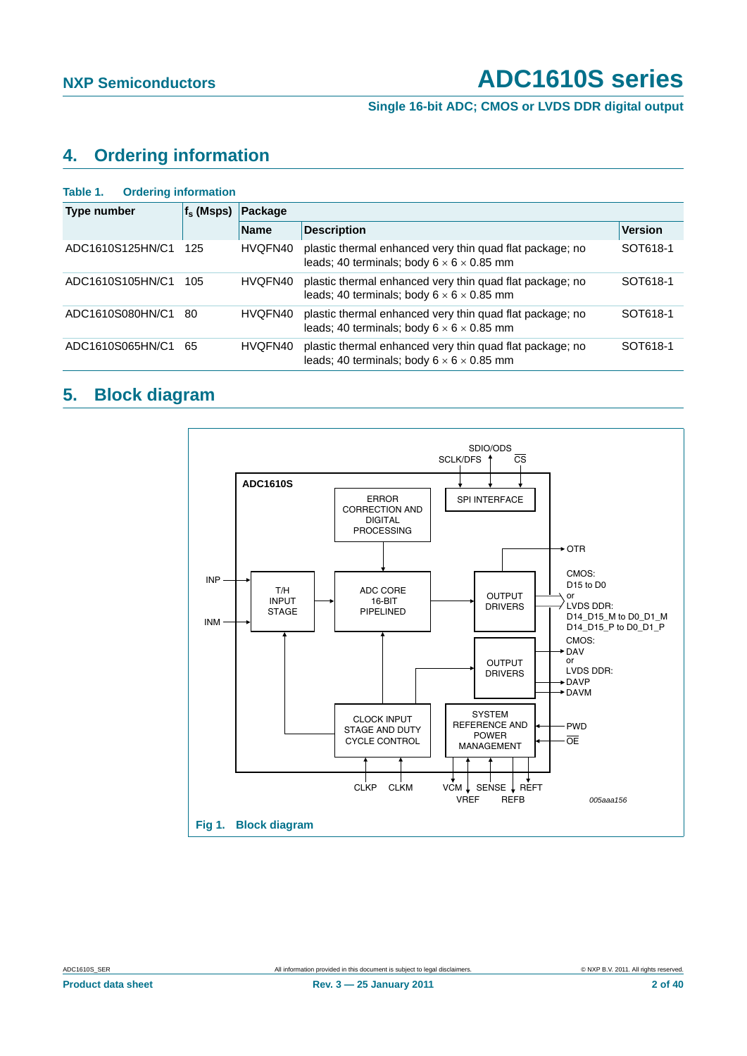## 4. Ordering information

**Table 1. Ordering information**

| Type number | $f_s$ (Msps) | Package | | |
|---|---|---|---|---|
| | | Name | Description | Version |
| ADC1610S125HN/C1 | 125 | HVQFN40 | plastic thermal enhanced very thin quad flat package; no leads; 40 terminals; body 6 × 6 × 0.85 mm | SOT618-1 |
| ADC1610S105HN/C1 | 105 | HVQFN40 | plastic thermal enhanced very thin quad flat package; no leads; 40 terminals; body 6 × 6 × 0.85 mm | SOT618-1 |
| ADC1610S080HN/C1 | 80 | HVQFN40 | plastic thermal enhanced very thin quad flat package; no leads; 40 terminals; body 6 × 6 × 0.85 mm | SOT618-1 |
| ADC1610S065HN/C1 | 65 | HVQFN40 | plastic thermal enhanced very thin quad flat package; no leads; 40 terminals; body 6 × 6 × 0.85 mm | SOT618-1 |

## 5. Block diagram

Fig 1. Block diagram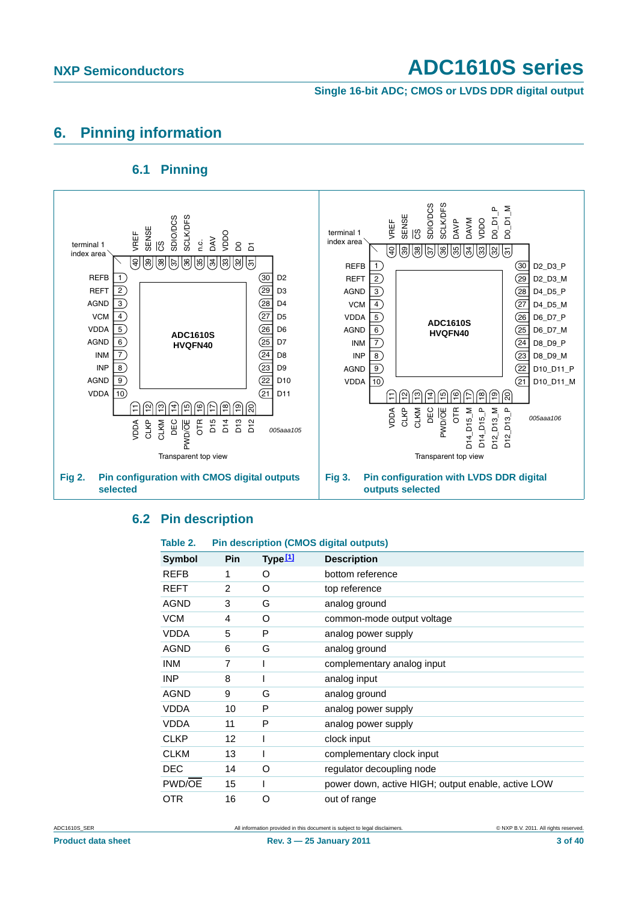## 6. Pinning information

### 6.1 Pinning

Fig 2. Pin configuration with CMOS digital outputs selected

Fig 3. Pin configuration with LVDS DDR digital outputs selected

### 6.2 Pin description

Table 2. Pin description (CMOS digital outputs)

| Symbol | Pin | Type[1] | Description |
|---|---|---|---|
| REFB | 1 | O | bottom reference |
| REFT | 2 | O | top reference |
| AGND | 3 | G | analog ground |
| VCM | 4 | O | common-mode output voltage |
| VDDA | 5 | P | analog power supply |
| AGND | 6 | G | analog ground |
| INM | 7 | I | complementary analog input |
| INP | 8 | I | analog input |
| AGND | 9 | G | analog ground |
| VDDA | 10 | P | analog power supply |
| VDDA | 11 | P | analog power supply |
| CLKP | 12 | I | clock input |
| CLKM | 13 | I | complementary clock input |
| DEC | 14 | O | regulator decoupling node |
| PWD/OE | 15 | I | power down, active HIGH; output enable, active LOW |
| OTR | 16 | O | out of range |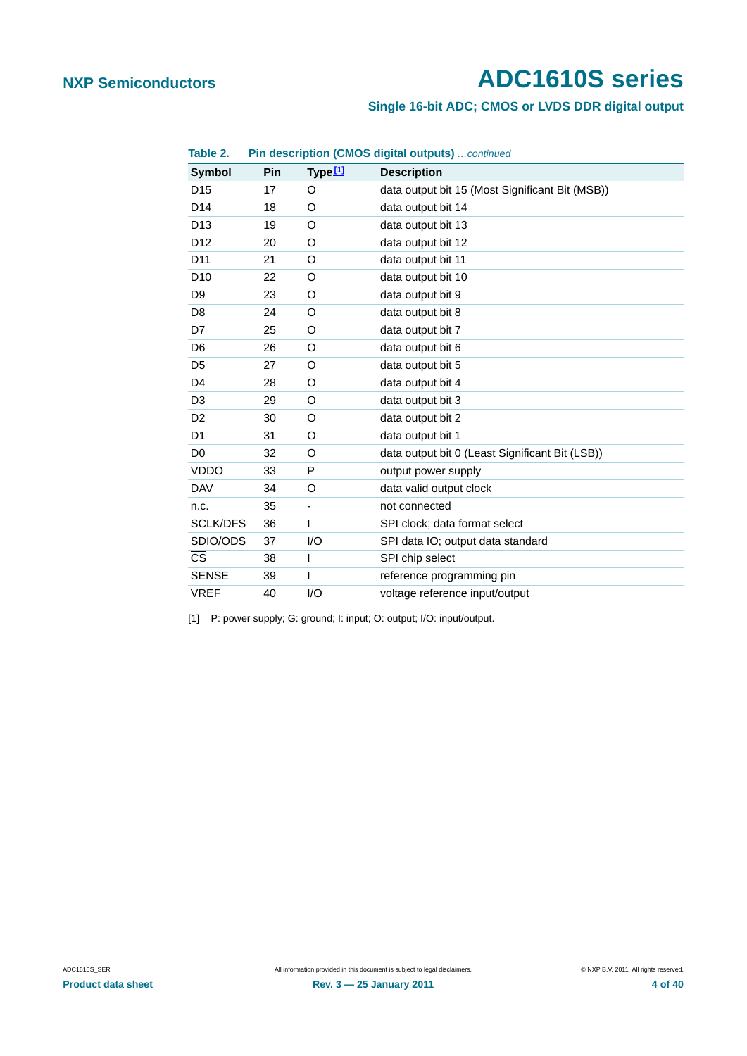**Table 2. Pin description (CMOS digital outputs)** *…continued*

| Symbol | Pin | Type [1] | Description |
|---|---|---|---|
| D15 | 17 | O | data output bit 15 (Most Significant Bit (MSB)) |
| D14 | 18 | O | data output bit 14 |
| D13 | 19 | O | data output bit 13 |
| D12 | 20 | O | data output bit 12 |
| D11 | 21 | O | data output bit 11 |
| D10 | 22 | O | data output bit 10 |
| D9 | 23 | O | data output bit 9 |
| D8 | 24 | O | data output bit 8 |
| D7 | 25 | O | data output bit 7 |
| D6 | 26 | O | data output bit 6 |
| D5 | 27 | O | data output bit 5 |
| D4 | 28 | O | data output bit 4 |
| D3 | 29 | O | data output bit 3 |
| D2 | 30 | O | data output bit 2 |
| D1 | 31 | O | data output bit 1 |
| D0 | 32 | O | data output bit 0 (Least Significant Bit (LSB)) |
| VDDO | 33 | P | output power supply |
| DAV | 34 | O | data valid output clock |
| n.c. | 35 | - | not connected |
| SCLK/DFS | 36 | I | SPI clock; data format select |
| SDIO/ODS | 37 | I/O | SPI data IO; output data standard |
| $\overline{\text{CS}}$ | 38 | I | SPI chip select |
| SENSE | 39 | I | reference programming pin |
| VREF | 40 | I/O | voltage reference input/output |

[1] P: power supply; G: ground; I: input; O: output; I/O: input/output.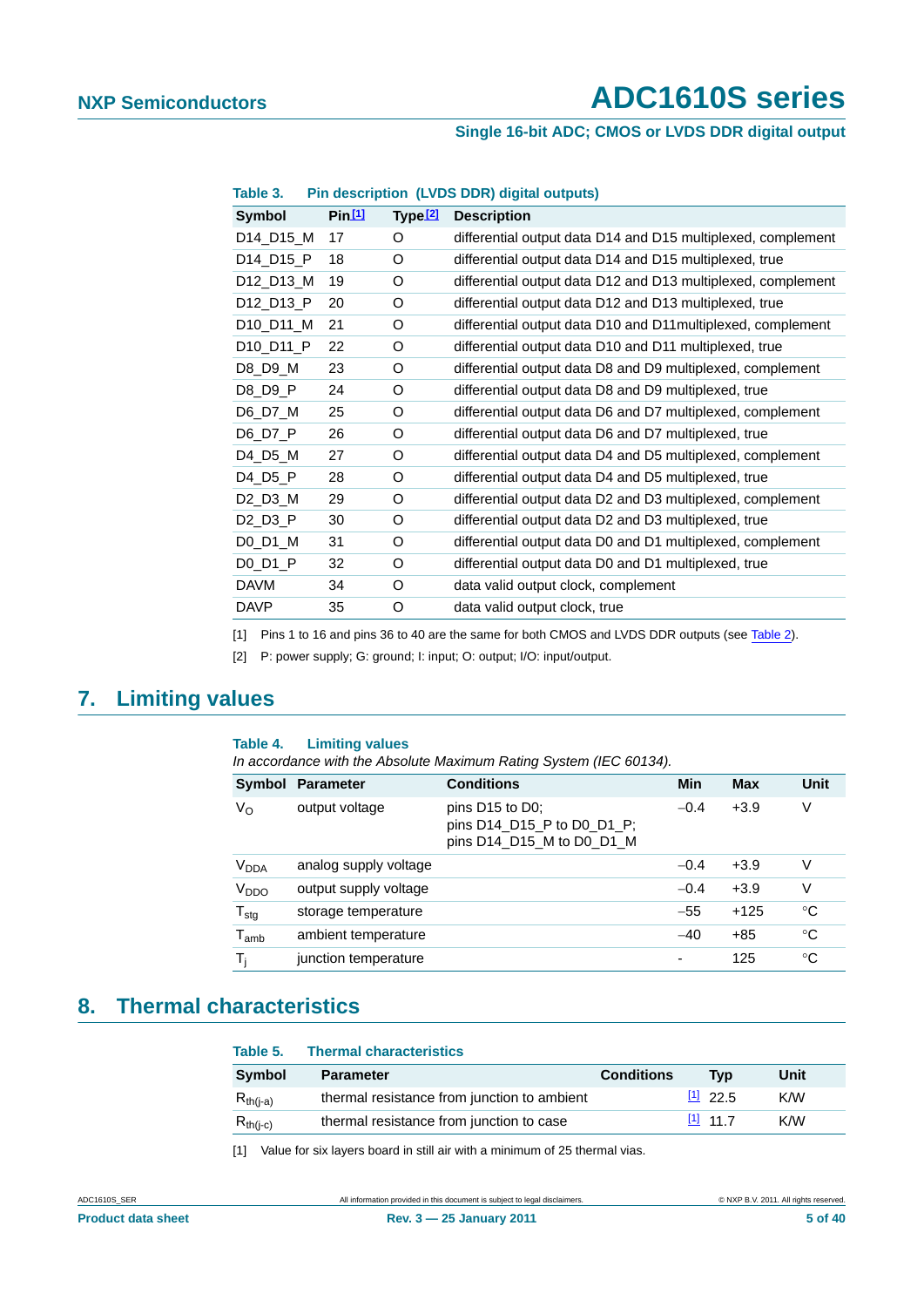**Table 3. Pin description (LVDS DDR) digital outputs**

| Symbol | Pin[1] | Type[2] | Description |
|---|---|---|---|
| D14_D15_M | 17 | O | differential output data D14 and D15 multiplexed, complement |
| D14_D15_P | 18 | O | differential output data D14 and D15 multiplexed, true |
| D12_D13_M | 19 | O | differential output data D12 and D13 multiplexed, complement |
| D12_D13_P | 20 | O | differential output data D12 and D13 multiplexed, true |
| D10_D11_M | 21 | O | differential output data D10 and D11multiplexed, complement |
| D10_D11_P | 22 | O | differential output data D10 and D11 multiplexed, true |
| D8_D9_M | 23 | O | differential output data D8 and D9 multiplexed, complement |
| D8_D9_P | 24 | O | differential output data D8 and D9 multiplexed, true |
| D6_D7_M | 25 | O | differential output data D6 and D7 multiplexed, complement |
| D6_D7_P | 26 | O | differential output data D6 and D7 multiplexed, true |
| D4_D5_M | 27 | O | differential output data D4 and D5 multiplexed, complement |
| D4_D5_P | 28 | O | differential output data D4 and D5 multiplexed, true |
| D2_D3_M | 29 | O | differential output data D2 and D3 multiplexed, complement |
| D2_D3_P | 30 | O | differential output data D2 and D3 multiplexed, true |
| D0_D1_M | 31 | O | differential output data D0 and D1 multiplexed, complement |
| D0_D1_P | 32 | O | differential output data D0 and D1 multiplexed, true |
| DAVM | 34 | O | data valid output clock, complement |
| DAVP | 35 | O | data valid output clock, true |

[1] Pins 1 to 16 and pins 36 to 40 are the same for both CMOS and LVDS DDR outputs (see Table 2).

[2] P: power supply; G: ground; I: input; O: output; I/O: input/output.

# 7. Limiting values

**Table 4. Limiting values**

*In accordance with the Absolute Maximum Rating System (IEC 60134).*

| Symbol | Parameter | Conditions | Min | Max | Unit |
|---|---|---|---|---|---|
| $V_O$ | output voltage | pins D15 to D0; pins D14_D15_P to D0_D1_P; pins D14_D15_M to D0_D1_M | −0.4 | +3.9 | V |
| $V_{DDA}$ | analog supply voltage | | −0.4 | +3.9 | V |
| $V_{DDO}$ | output supply voltage | | −0.4 | +3.9 | V |
| $T_{stg}$ | storage temperature | | −55 | +125 | °C |
| $T_{amb}$ | ambient temperature | | −40 | +85 | °C |
| $T_j$ | junction temperature | | - | 125 | °C |

# 8. Thermal characteristics

**Table 5. Thermal characteristics**

| Symbol | Parameter | Conditions | Typ | Unit |
|---|---|---|---|---|
| $R_{th(j-a)}$ | thermal resistance from junction to ambient | [1] | 22.5 | K/W |
| $R_{th(j-c)}$ | thermal resistance from junction to case | [1] | 11.7 | K/W |

[1] Value for six layers board in still air with a minimum of 25 thermal vias.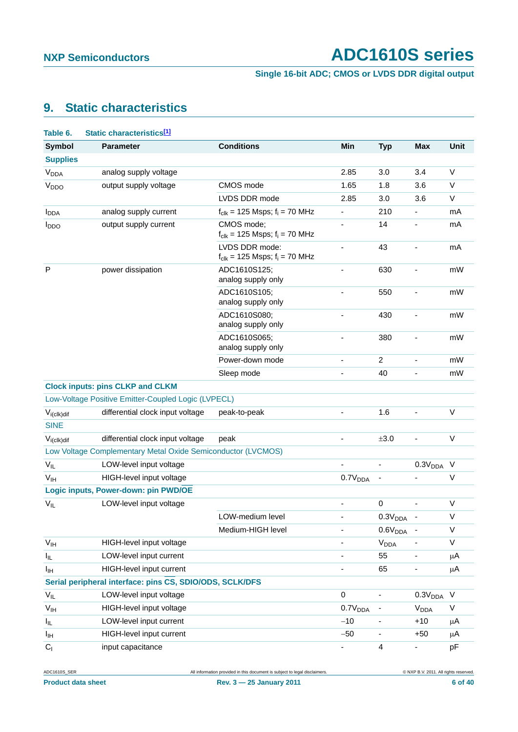## 9. Static characteristics

**Table 6. Static characteristics[1]**

| Symbol | Parameter | Conditions | Min | Typ | Max | Unit |
|---|---|---|---|---|---|---|
| **Supplies** | | | | | | |
| $V_{DDA}$ | analog supply voltage | | 2.85 | 3.0 | 3.4 | V |
| $V_{DDO}$ | output supply voltage | CMOS mode | 1.65 | 1.8 | 3.6 | V |
| | | LVDS DDR mode | 2.85 | 3.0 | 3.6 | V |
| $I_{DDA}$ | analog supply current | $f_{clk}$ = 125 Msps; $f_i$ = 70 MHz | - | 210 | - | mA |
| $I_{DDO}$ | output supply current | CMOS mode; $f_{clk}$ = 125 Msps; $f_i$ = 70 MHz | - | 14 | - | mA |
| | | LVDS DDR mode: $f_{clk}$ = 125 Msps; $f_i$ = 70 MHz | - | 43 | - | mA |
| P | power dissipation | ADC1610S125; analog supply only | - | 630 | - | mW |
| | | ADC1610S105; analog supply only | - | 550 | - | mW |
| | | ADC1610S080; analog supply only | - | 430 | - | mW |
| | | ADC1610S065; analog supply only | - | 380 | - | mW |
| | | Power-down mode | - | 2 | - | mW |
| | | Sleep mode | - | 40 | - | mW |
| **Clock inputs: pins CLKP and CLKM** | | | | | | |
| Low-Voltage Positive Emitter-Coupled Logic (LVPECL) | | | | | | |
| $V_{i(clk)dif}$ | differential clock input voltage | peak-to-peak | - | 1.6 | - | V |
| SINE | | | | | | |
| $V_{i(clk)dif}$ | differential clock input voltage | peak | - | ±3.0 | - | V |
| Low Voltage Complementary Metal Oxide Semiconductor (LVCMOS) | | | | | | |
| $V_{IL}$ | LOW-level input voltage | | - | - | $0.3V_{DDA}$ | V |
| $V_{IH}$ | HIGH-level input voltage | | $0.7V_{DDA}$ | - | - | V |
| **Logic inputs, Power-down: pin PWD/$\overline{OE}$** | | | | | | |
| $V_{IL}$ | LOW-level input voltage | | - | 0 | - | V |
| | | LOW-medium level | - | $0.3V_{DDA}$ | - | V |
| | | Medium-HIGH level | - | $0.6V_{DDA}$ | - | V |
| $V_{IH}$ | HIGH-level input voltage | | - | $V_{DDA}$ | - | V |
| $I_{IL}$ | LOW-level input current | | - | 55 | - | μA |
| $I_{IH}$ | HIGH-level input current | | - | 65 | - | μA |
| **Serial peripheral interface: pins $\overline{CS}$, SDIO/ODS, SCLK/DFS** | | | | | | |
| $V_{IL}$ | LOW-level input voltage | | 0 | - | $0.3V_{DDA}$ | V |
| $V_{IH}$ | HIGH-level input voltage | | $0.7V_{DDA}$ | - | $V_{DDA}$ | V |
| $I_{IL}$ | LOW-level input current | | −10 | - | +10 | μA |
| $I_{IH}$ | HIGH-level input current | | −50 | - | +50 | μA |
| $C_I$ | input capacitance | | - | 4 | - | pF |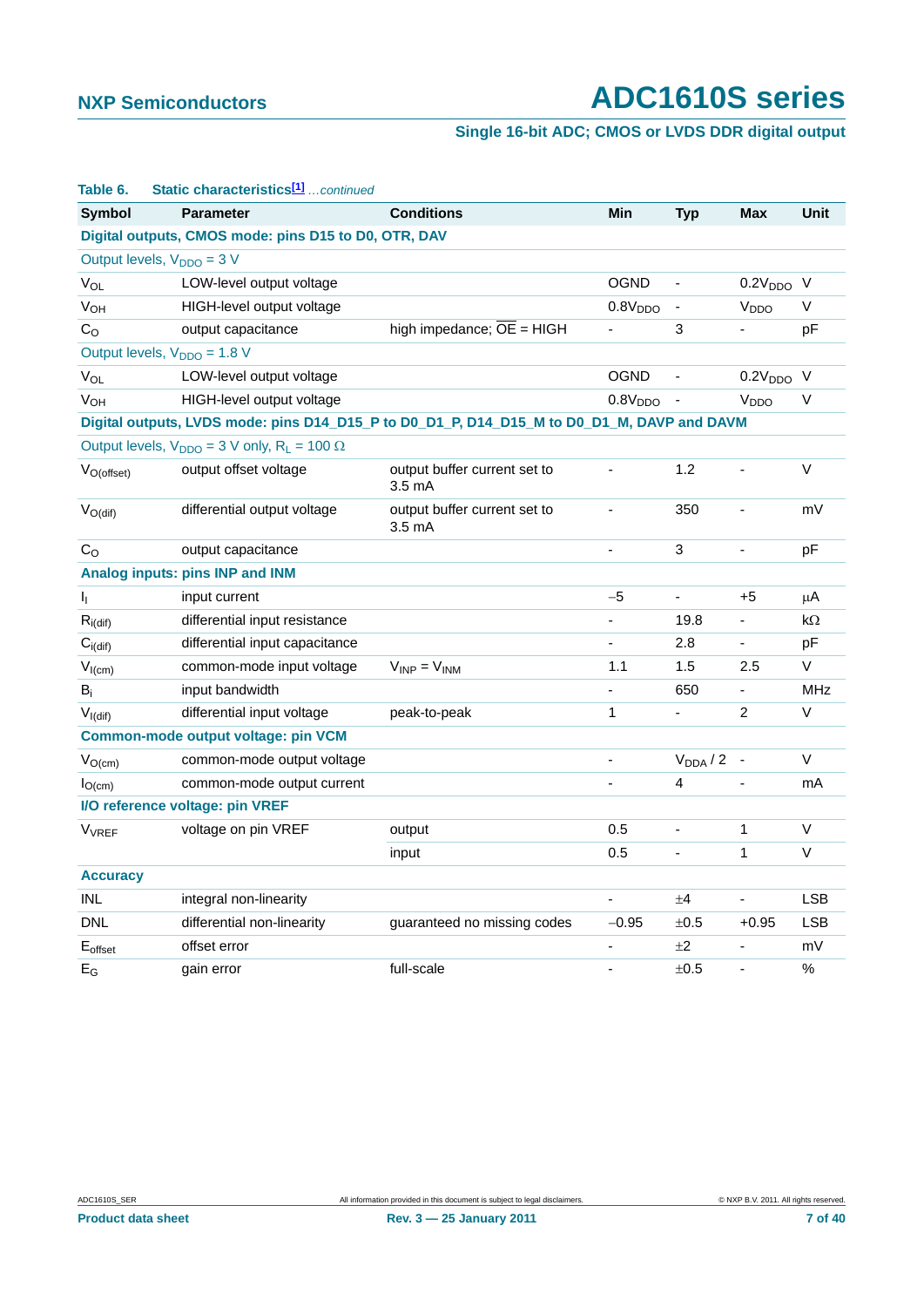**Table 6. Static characteristics[1]** *...continued*

| Symbol | Parameter | Conditions | Min | Typ | Max | Unit |
|---|---|---|---|---|---|---|
| **Digital outputs, CMOS mode: pins D15 to D0, OTR, DAV** | | | | | | |
| Output levels, $V_{DDO}$ = 3 V | | | | | | |
| $V_{OL}$ | LOW-level output voltage | | OGND | - | $0.2V_{DDO}$ | V |
| $V_{OH}$ | HIGH-level output voltage | | $0.8V_{DDO}$ | - | $V_{DDO}$ | V |
| $C_O$ | output capacitance | high impedance; $\overline{OE}$ = HIGH | - | 3 | - | pF |
| Output levels, $V_{DDO}$ = 1.8 V | | | | | | |
| $V_{OL}$ | LOW-level output voltage | | OGND | - | $0.2V_{DDO}$ | V |
| $V_{OH}$ | HIGH-level output voltage | | $0.8V_{DDO}$ | - | $V_{DDO}$ | V |
| **Digital outputs, LVDS mode: pins D14_D15_P to D0_D1_P, D14_D15_M to D0_D1_M, DAVP and DAVM** | | | | | | |
| Output levels, $V_{DDO}$ = 3 V only, $R_L$ = 100 Ω | | | | | | |
| $V_{O(offset)}$ | output offset voltage | output buffer current set to 3.5 mA | - | 1.2 | - | V |
| $V_{O(dif)}$ | differential output voltage | output buffer current set to 3.5 mA | - | 350 | - | mV |
| $C_O$ | output capacitance | | - | 3 | - | pF |
| **Analog inputs: pins INP and INM** | | | | | | |
| $I_I$ | input current | | −5 | - | +5 | μA |
| $R_{i(dif)}$ | differential input resistance | | - | 19.8 | - | kΩ |
| $C_{i(dif)}$ | differential input capacitance | | - | 2.8 | - | pF |
| $V_{I(cm)}$ | common-mode input voltage | $V_{INP} = V_{INM}$ | 1.1 | 1.5 | 2.5 | V |
| $B_i$ | input bandwidth | | - | 650 | - | MHz |
| $V_{I(dif)}$ | differential input voltage | peak-to-peak | 1 | - | 2 | V |
| **Common-mode output voltage: pin VCM** | | | | | | |
| $V_{O(cm)}$ | common-mode output voltage | | - | $V_{DDA} / 2$ | - | V |
| $I_{O(cm)}$ | common-mode output current | | - | 4 | - | mA |
| **I/O reference voltage: pin VREF** | | | | | | |
| $V_{VREF}$ | voltage on pin VREF | output | 0.5 | - | 1 | V |
| | | input | 0.5 | - | 1 | V |
| **Accuracy** | | | | | | |
| INL | integral non-linearity | | - | ±4 | - | LSB |
| DNL | differential non-linearity | guaranteed no missing codes | −0.95 | ±0.5 | +0.95 | LSB |
| $E_{offset}$ | offset error | | - | ±2 | - | mV |
| $E_G$ | gain error | full-scale | - | ±0.5 | - | % |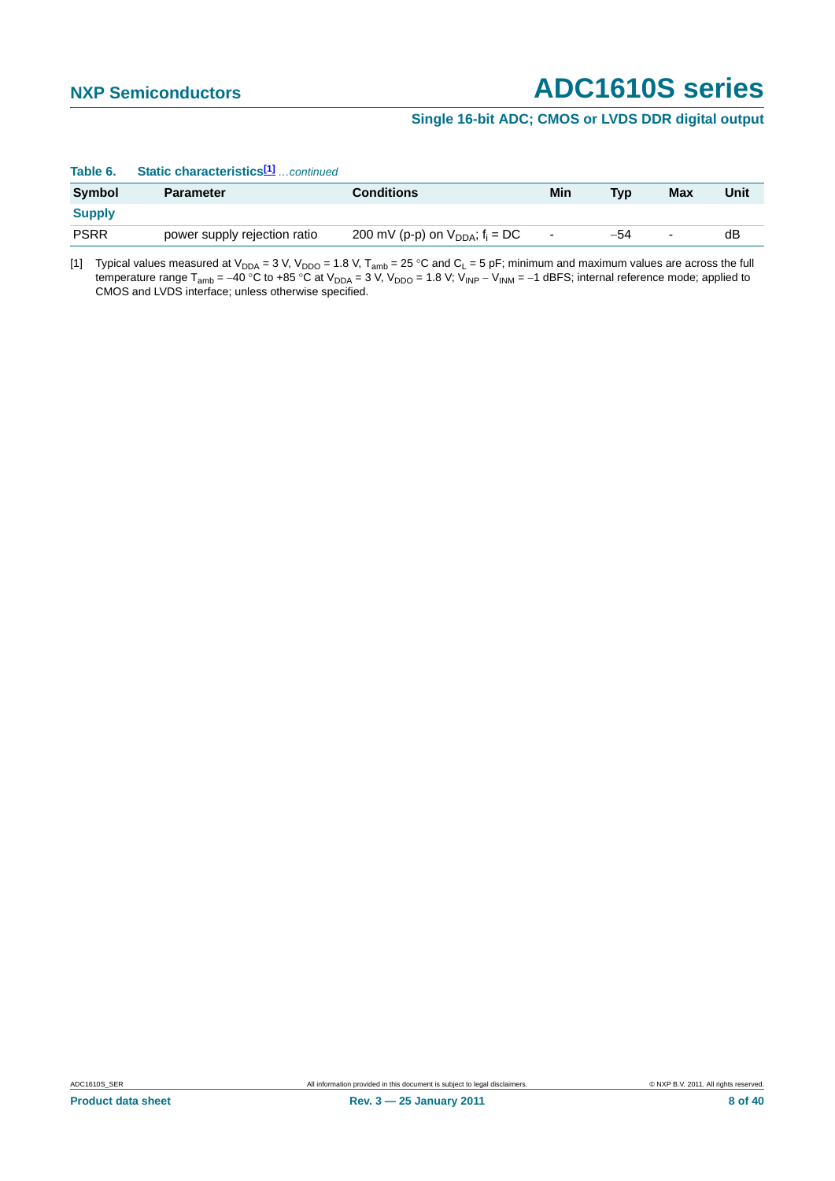**Table 6. Static characteristics[1]** *...continued*

| Symbol | Parameter | Conditions | Min | Typ | Max | Unit |
|---|---|---|---|---|---|---|
| **Supply** | | | | | | |
| PSRR | power supply rejection ratio | 200 mV (p-p) on $V_{DDA}$; $f_i$ = DC | - | −54 | - | dB |

[1] Typical values measured at $V_{DDA}$ = 3 V, $V_{DDO}$ = 1.8 V, $T_{amb}$ = 25 °C and $C_L$ = 5 pF; minimum and maximum values are across the full temperature range $T_{amb}$ = −40 °C to +85 °C at $V_{DDA}$ = 3 V, $V_{DDO}$ = 1.8 V; $V_{INP} - V_{INM}$ = −1 dBFS; internal reference mode; applied to CMOS and LVDS interface; unless otherwise specified.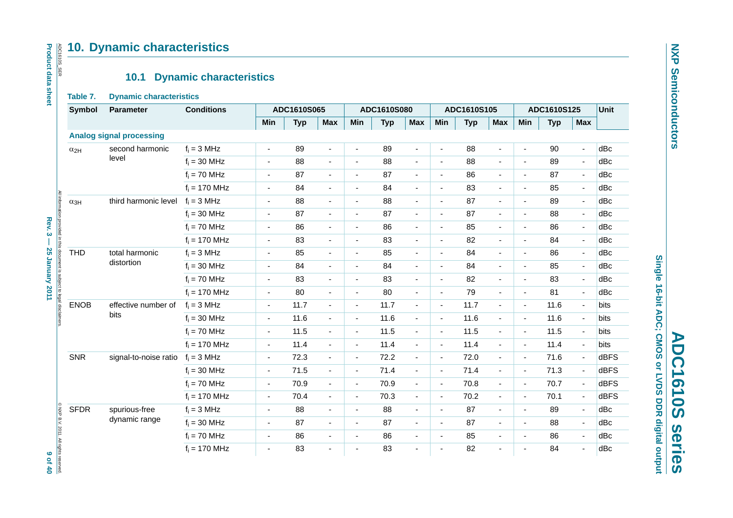## 10. Dynamic characteristics

### 10.1 Dynamic characteristics

**Table 7. Dynamic characteristics**

| Symbol | Parameter | Conditions | ADC1610S065 | | | ADC1610S080 | | | ADC1610S105 | | | ADC1610S125 | | | Unit |
|---|---|---|---|---|---|---|---|---|---|---|---|---|---|---|---|
| | | | Min | Typ | Max | Min | Typ | Max | Min | Typ | Max | Min | Typ | Max | |
| **Analog signal processing** | | | | | | | | | | | | | | | |
| $\alpha_{2H}$ | second harmonic level | $f_i$ = 3 MHz | - | 89 | - | - | 89 | - | - | 88 | - | - | 90 | - | dBc |
| | | $f_i$ = 30 MHz | - | 88 | - | - | 88 | - | - | 88 | - | - | 89 | - | dBc |
| | | $f_i$ = 70 MHz | - | 87 | - | - | 87 | - | - | 86 | - | - | 87 | - | dBc |
| | | $f_i$ = 170 MHz | - | 84 | - | - | 84 | - | - | 83 | - | - | 85 | - | dBc |
| $\alpha_{3H}$ | third harmonic level | $f_i$ = 3 MHz | - | 88 | - | - | 88 | - | - | 87 | - | - | 89 | - | dBc |
| | | $f_i$ = 30 MHz | - | 87 | - | - | 87 | - | - | 87 | - | - | 88 | - | dBc |
| | | $f_i$ = 70 MHz | - | 86 | - | - | 86 | - | - | 85 | - | - | 86 | - | dBc |
| | | $f_i$ = 170 MHz | - | 83 | - | - | 83 | - | - | 82 | - | - | 84 | - | dBc |
| THD | total harmonic distortion | $f_i$ = 3 MHz | - | 85 | - | - | 85 | - | - | 84 | - | - | 86 | - | dBc |
| | | $f_i$ = 30 MHz | - | 84 | - | - | 84 | - | - | 84 | - | - | 85 | - | dBc |
| | | $f_i$ = 70 MHz | - | 83 | - | - | 83 | - | - | 82 | - | - | 83 | - | dBc |
| | | $f_i$ = 170 MHz | - | 80 | - | - | 80 | - | - | 79 | - | - | 81 | - | dBc |
| ENOB | effective number of bits | $f_i$ = 3 MHz | - | 11.7 | - | - | 11.7 | - | - | 11.7 | - | - | 11.6 | - | bits |
| | | $f_i$ = 30 MHz | - | 11.6 | - | - | 11.6 | - | - | 11.6 | - | - | 11.6 | - | bits |
| | | $f_i$ = 70 MHz | - | 11.5 | - | - | 11.5 | - | - | 11.5 | - | - | 11.5 | - | bits |
| | | $f_i$ = 170 MHz | - | 11.4 | - | - | 11.4 | - | - | 11.4 | - | - | 11.4 | - | bits |
| SNR | signal-to-noise ratio | $f_i$ = 3 MHz | - | 72.3 | - | - | 72.2 | - | - | 72.0 | - | - | 71.6 | - | dBFS |
| | | $f_i$ = 30 MHz | - | 71.5 | - | - | 71.4 | - | - | 71.4 | - | - | 71.3 | - | dBFS |
| | | $f_i$ = 70 MHz | - | 70.9 | - | - | 70.9 | - | - | 70.8 | - | - | 70.7 | - | dBFS |
| | | $f_i$ = 170 MHz | - | 70.4 | - | - | 70.3 | - | - | 70.2 | - | - | 70.1 | - | dBFS |
| SFDR | spurious-free dynamic range | $f_i$ = 3 MHz | - | 88 | - | - | 88 | - | - | 87 | - | - | 89 | - | dBc |
| | | $f_i$ = 30 MHz | - | 87 | - | - | 87 | - | - | 87 | - | - | 88 | - | dBc |
| | | $f_i$ = 70 MHz | - | 86 | - | - | 86 | - | - | 85 | - | - | 86 | - | dBc |
| | | $f_i$ = 170 MHz | - | 83 | - | - | 83 | - | - | 82 | - | - | 84 | - | dBc |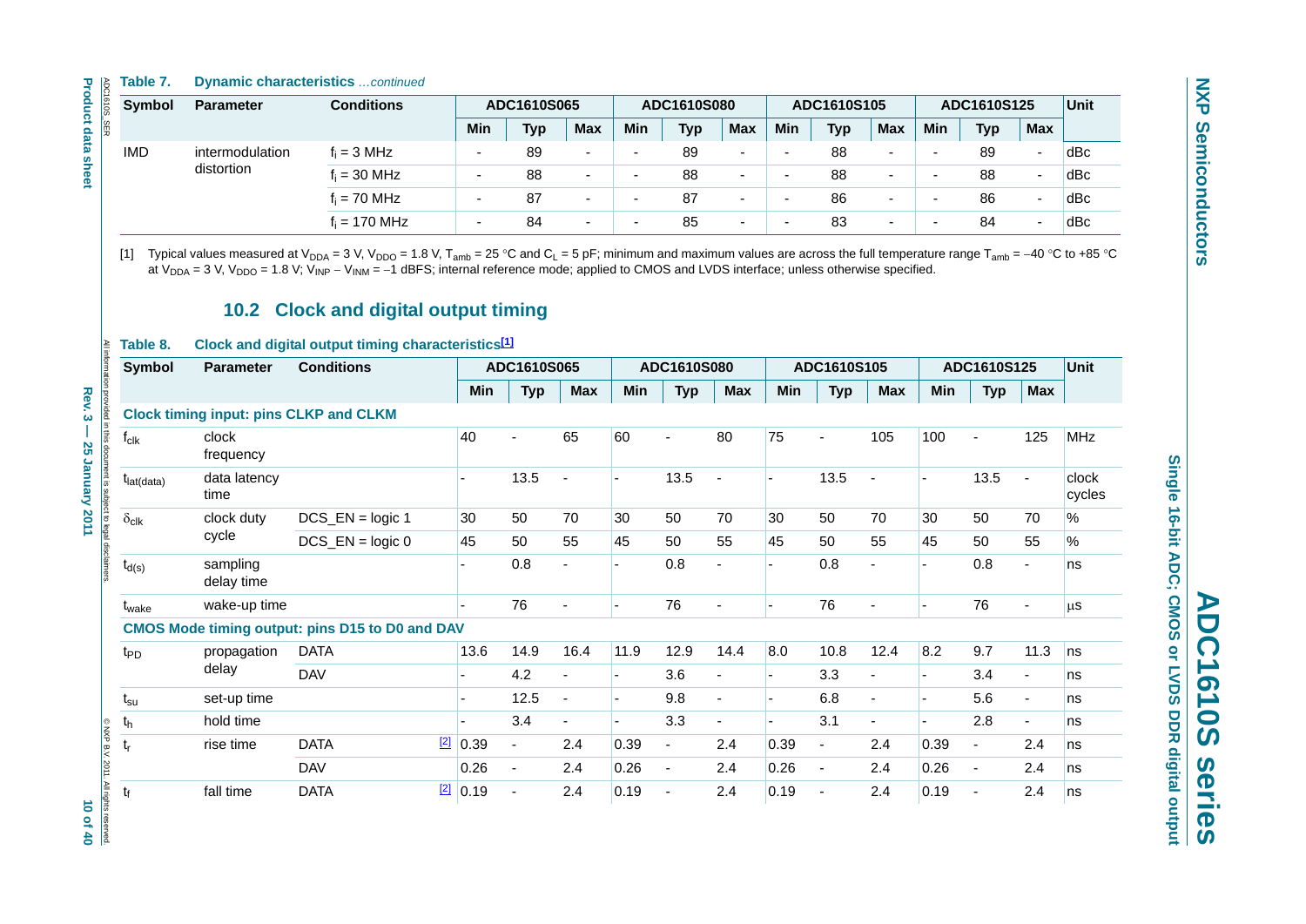**Table 7. Dynamic characteristics** *…continued*

| Symbol | Parameter | Conditions | ADC1610S065 | | | ADC1610S080 | | | ADC1610S105 | | | ADC1610S125 | | | Unit |
|---|---|---|---|---|---|---|---|---|---|---|---|---|---|---|---|
| | | | Min | Typ | Max | Min | Typ | Max | Min | Typ | Max | Min | Typ | Max | |
| IMD | intermodulation distortion | $f_i$ = 3 MHz | - | 89 | - | - | 89 | - | - | 88 | - | - | 89 | - | dBc |
| | | $f_i$ = 30 MHz | - | 88 | - | - | 88 | - | - | 88 | - | - | 88 | - | dBc |
| | | $f_i$ = 70 MHz | - | 87 | - | - | 87 | - | - | 86 | - | - | 86 | - | dBc |
| | | $f_i$ = 170 MHz | - | 84 | - | - | 85 | - | - | 83 | - | - | 84 | - | dBc |

[1] Typical values measured at $V_{DDA}$ = 3 V, $V_{DDO}$ = 1.8 V, $T_{amb}$ = 25 °C and $C_L$ = 5 pF; minimum and maximum values are across the full temperature range $T_{amb}$ = −40 °C to +85 °C at $V_{DDA}$ = 3 V, $V_{DDO}$ = 1.8 V; $V_{INP}$ − $V_{INM}$ = −1 dBFS; internal reference mode; applied to CMOS and LVDS interface; unless otherwise specified.

## 10.2 Clock and digital output timing

**Table 8. Clock and digital output timing characteristics**[1]

| Symbol | Parameter | Conditions | | ADC1610S065 | | | ADC1610S080 | | | ADC1610S105 | | | ADC1610S125 | | | Unit |
|---|---|---|---|---|---|---|---|---|---|---|---|---|---|---|---|---|
| | | | | Min | Typ | Max | Min | Typ | Max | Min | Typ | Max | Min | Typ | Max | |
| **Clock timing input: pins CLKP and CLKM** | | | | | | | | | | | | | | | | |
| $f_{clk}$ | clock frequency | | | 40 | - | 65 | 60 | - | 80 | 75 | - | 105 | 100 | - | 125 | MHz |
| $t_{lat(data)}$ | data latency time | | | - | 13.5 | - | - | 13.5 | - | - | 13.5 | - | - | 13.5 | - | clock cycles |
| $\delta_{clk}$ | clock duty cycle | DCS_EN = logic 1 | | 30 | 50 | 70 | 30 | 50 | 70 | 30 | 50 | 70 | 30 | 50 | 70 | % |
| | | DCS_EN = logic 0 | | 45 | 50 | 55 | 45 | 50 | 55 | 45 | 50 | 55 | 45 | 50 | 55 | % |
| $t_{d(s)}$ | sampling delay time | | | - | 0.8 | - | - | 0.8 | - | - | 0.8 | - | - | 0.8 | - | ns |
| $t_{wake}$ | wake-up time | | | - | 76 | - | - | 76 | - | - | 76 | - | - | 76 | - | μs |
| **CMOS Mode timing output: pins D15 to D0 and DAV** | | | | | | | | | | | | | | | | |
| $t_{PD}$ | propagation delay | DATA | | 13.6 | 14.9 | 16.4 | 11.9 | 12.9 | 14.4 | 8.0 | 10.8 | 12.4 | 8.2 | 9.7 | 11.3 | ns |
| | | DAV | | - | 4.2 | - | - | 3.6 | - | - | 3.3 | - | - | 3.4 | - | ns |
| $t_{su}$ | set-up time | | | - | 12.5 | - | - | 9.8 | - | - | 6.8 | - | - | 5.6 | - | ns |
| $t_h$ | hold time | | | - | 3.4 | - | - | 3.3 | - | - | 3.1 | - | - | 2.8 | - | ns |
| $t_r$ | rise time | DATA | [2] | 0.39 | - | 2.4 | 0.39 | - | 2.4 | 0.39 | - | 2.4 | 0.39 | - | 2.4 | ns |
| | | DAV | | 0.26 | - | 2.4 | 0.26 | - | 2.4 | 0.26 | - | 2.4 | 0.26 | - | 2.4 | ns |
| $t_f$ | fall time | DATA | [2] | 0.19 | - | 2.4 | 0.19 | - | 2.4 | 0.19 | - | 2.4 | 0.19 | - | 2.4 | ns |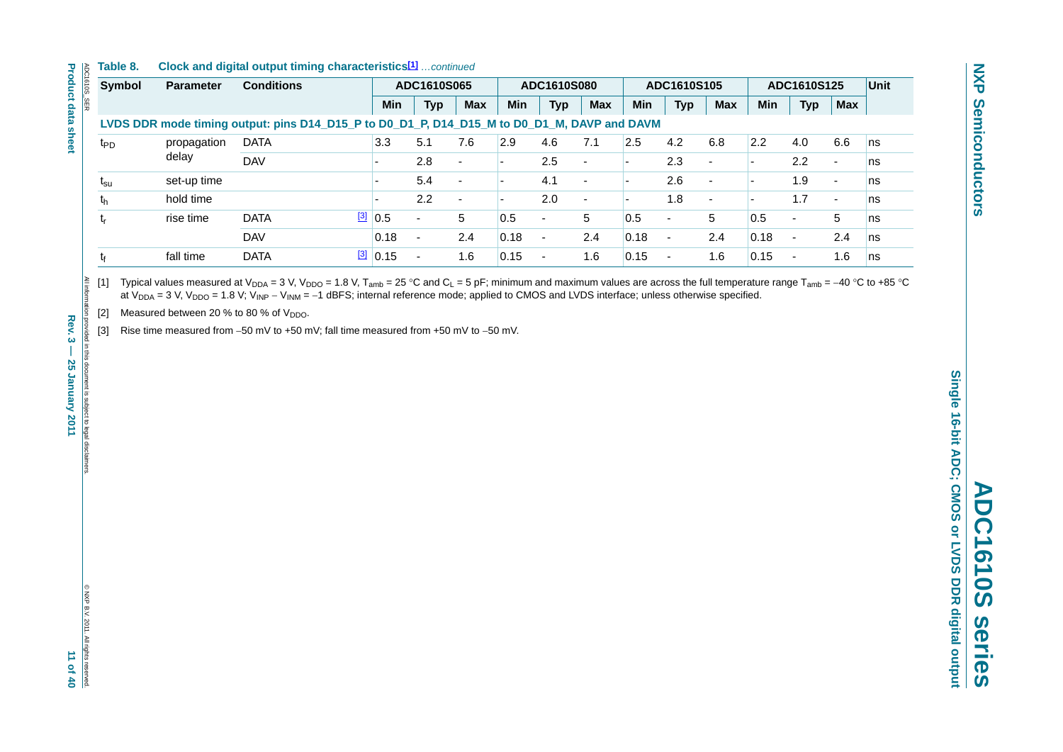**Table 8. Clock and digital output timing characteristics[1]** *…continued*

| Symbol | Parameter | Conditions | | ADC1610S065 | | | ADC1610S080 | | | ADC1610S105 | | | ADC1610S125 | | | Unit |
|---|---|---|---|---|---|---|---|---|---|---|---|---|---|---|---|---|
| | | | | Min | Typ | Max | Min | Typ | Max | Min | Typ | Max | Min | Typ | Max | |
| **LVDS DDR mode timing output: pins D14_D15_P to D0_D1_P, D14_D15_M to D0_D1_M, DAVP and DAVM** | | | | | | | | | | | | | | | | |
| $t_{PD}$ | propagation delay | DATA | | 3.3 | 5.1 | 7.6 | 2.9 | 4.6 | 7.1 | 2.5 | 4.2 | 6.8 | 2.2 | 4.0 | 6.6 | ns |
| | | DAV | | - | 2.8 | - | - | 2.5 | - | - | 2.3 | - | - | 2.2 | - | ns |
| $t_{su}$ | set-up time | | | - | 5.4 | - | - | 4.1 | - | - | 2.6 | - | - | 1.9 | - | ns |
| $t_h$ | hold time | | | - | 2.2 | - | - | 2.0 | - | - | 1.8 | - | - | 1.7 | - | ns |
| $t_r$ | rise time | DATA | [3] | 0.5 | - | 5 | 0.5 | - | 5 | 0.5 | - | 5 | 0.5 | - | 5 | ns |
| | | DAV | | 0.18 | - | 2.4 | 0.18 | - | 2.4 | 0.18 | - | 2.4 | 0.18 | - | 2.4 | ns |
| $t_f$ | fall time | DATA | [3] | 0.15 | - | 1.6 | 0.15 | - | 1.6 | 0.15 | - | 1.6 | 0.15 | - | 1.6 | ns |

[1] Typical values measured at $V_{DDA}$ = 3 V, $V_{DDO}$ = 1.8 V, $T_{amb}$ = 25 °C and $C_L$ = 5 pF; minimum and maximum values are across the full temperature range $T_{amb}$ = −40 °C to +85 °C at $V_{DDA}$ = 3 V, $V_{DDO}$ = 1.8 V; $V_{INP} - V_{INM}$ = −1 dBFS; internal reference mode; applied to CMOS and LVDS interface; unless otherwise specified.

[2] Measured between 20 % to 80 % of $V_{DDO}$.

[3] Rise time measured from −50 mV to +50 mV; fall time measured from +50 mV to −50 mV.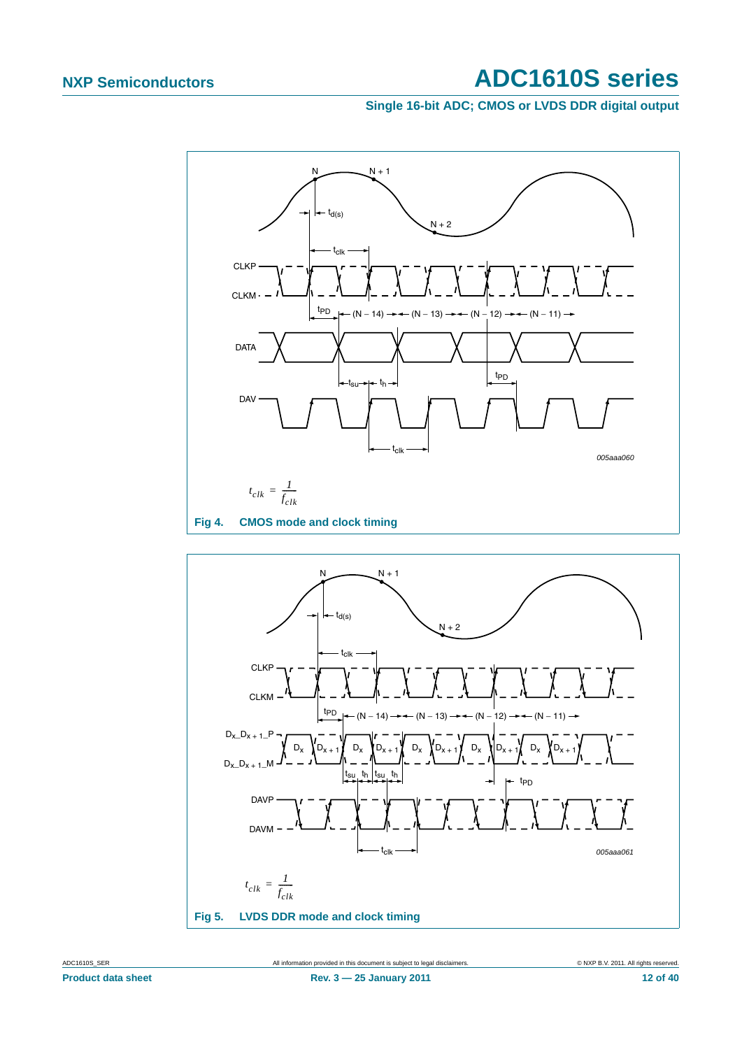$$t_{clk} = \frac{1}{f_{clk}}$$

**Fig 4. CMOS mode and clock timing**

$$t_{clk} = \frac{1}{f_{clk}}$$

**Fig 5. LVDS DDR mode and clock timing**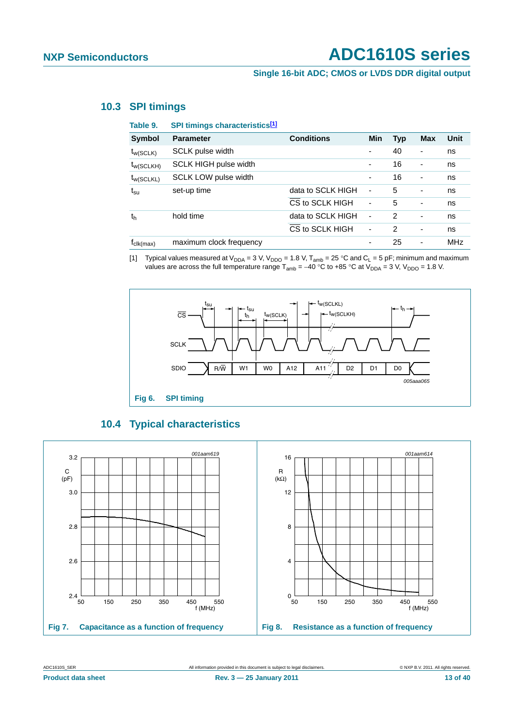## 10.3 SPI timings

**Table 9. SPI timings characteristics[1]**

| Symbol | Parameter | Conditions | Min | Typ | Max | Unit |
|---|---|---|---|---|---|---|
| $t_{w(SCLK)}$ | SCLK pulse width | | - | 40 | - | ns |
| $t_{w(SCLKH)}$ | SCLK HIGH pulse width | | - | 16 | - | ns |
| $t_{w(SCLKL)}$ | SCLK LOW pulse width | | - | 16 | - | ns |
| $t_{su}$ | set-up time | data to SCLK HIGH | - | 5 | - | ns |
| | | $\overline{CS}$ to SCLK HIGH | - | 5 | - | ns |
| $t_h$ | hold time | data to SCLK HIGH | - | 2 | - | ns |
| | | $\overline{CS}$ to SCLK HIGH | - | 2 | - | ns |
| $f_{clk(max)}$ | maximum clock frequency | | - | 25 | - | MHz |

[1] Typical values measured at $V_{DDA}$ = 3 V, $V_{DDO}$ = 1.8 V, $T_{amb}$ = 25 °C and $C_L$ = 5 pF; minimum and maximum values are across the full temperature range $T_{amb}$ = −40 °C to +85 °C at $V_{DDA}$ = 3 V, $V_{DDO}$ = 1.8 V.

**Fig 6. SPI timing**

## 10.4 Typical characteristics

**Fig 7. Capacitance as a function of frequency**

**Fig 8. Resistance as a function of frequency**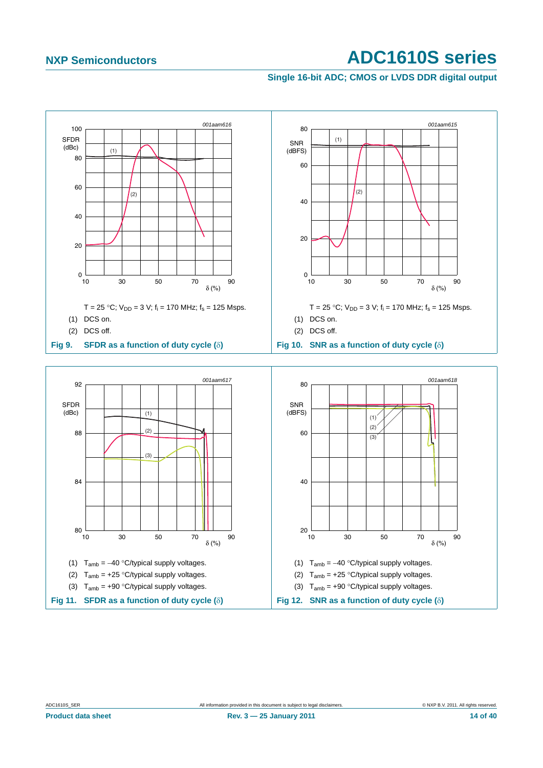T = 25 °C; $V_{DD}$ = 3 V; $f_i$ = 170 MHz; $f_s$ = 125 Msps.

(1) DCS on.

(2) DCS off.

**Fig 9. SFDR as a function of duty cycle (δ)**

T = 25 °C; $V_{DD}$ = 3 V; $f_i$ = 170 MHz; $f_s$ = 125 Msps.

(1) DCS on.

(2) DCS off.

**Fig 10. SNR as a function of duty cycle (δ)**

(1) $T_{amb}$ = −40 °C/typical supply voltages.

(2) $T_{amb}$ = +25 °C/typical supply voltages.

(3) $T_{amb}$ = +90 °C/typical supply voltages.

**Fig 11. SFDR as a function of duty cycle (δ)**

(1) $T_{amb}$ = −40 °C/typical supply voltages.

(2) $T_{amb}$ = +25 °C/typical supply voltages.

(3) $T_{amb}$ = +90 °C/typical supply voltages.

**Fig 12. SNR as a function of duty cycle (δ)**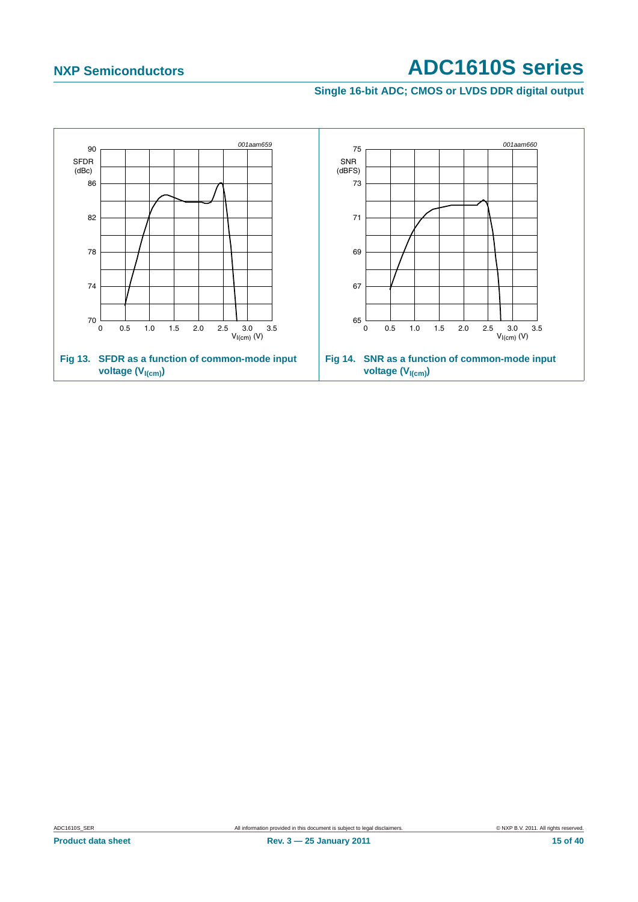Fig 13. SFDR as a function of common-mode input voltage ($V_{I(cm)}$)

Fig 14. SNR as a function of common-mode input voltage ($V_{I(cm)}$)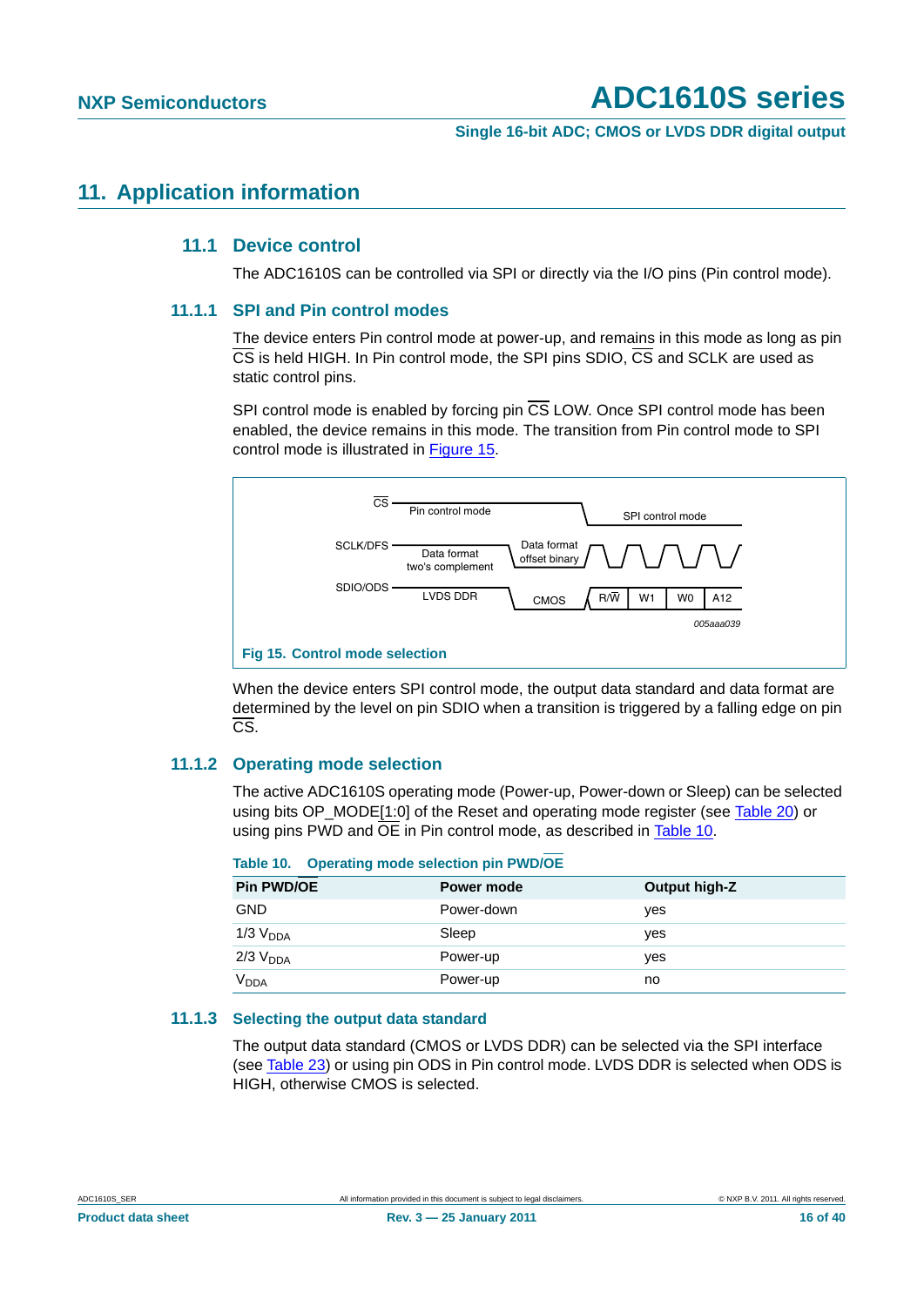# 11. Application information

## 11.1 Device control

The ADC1610S can be controlled via SPI or directly via the I/O pins (Pin control mode).

### 11.1.1 SPI and Pin control modes

The device enters Pin control mode at power-up, and remains in this mode as long as pin $\overline{CS}$ is held HIGH. In Pin control mode, the SPI pins SDIO, $\overline{CS}$ and SCLK are used as static control pins.

SPI control mode is enabled by forcing pin $\overline{CS}$ LOW. Once SPI control mode has been enabled, the device remains in this mode. The transition from Pin control mode to SPI control mode is illustrated in Figure 15.

Fig 15. Control mode selection

When the device enters SPI control mode, the output data standard and data format are determined by the level on pin SDIO when a transition is triggered by a falling edge on pin $\overline{CS}$.

### 11.1.2 Operating mode selection

The active ADC1610S operating mode (Power-up, Power-down or Sleep) can be selected using bits OP_MODE[1:0] of the Reset and operating mode register (see Table 20) or using pins PWD and $\overline{OE}$ in Pin control mode, as described in Table 10.

**Table 10. Operating mode selection pin PWD/$\overline{OE}$**

| Pin PWD/$\overline{OE}$ | Power mode | Output high-Z |
|---|---|---|
| GND | Power-down | yes |
| 1/3 $V_{DDA}$ | Sleep | yes |
| 2/3 $V_{DDA}$ | Power-up | yes |
| $V_{DDA}$ | Power-up | no |

### 11.1.3 Selecting the output data standard

The output data standard (CMOS or LVDS DDR) can be selected via the SPI interface (see Table 23) or using pin ODS in Pin control mode. LVDS DDR is selected when ODS is HIGH, otherwise CMOS is selected.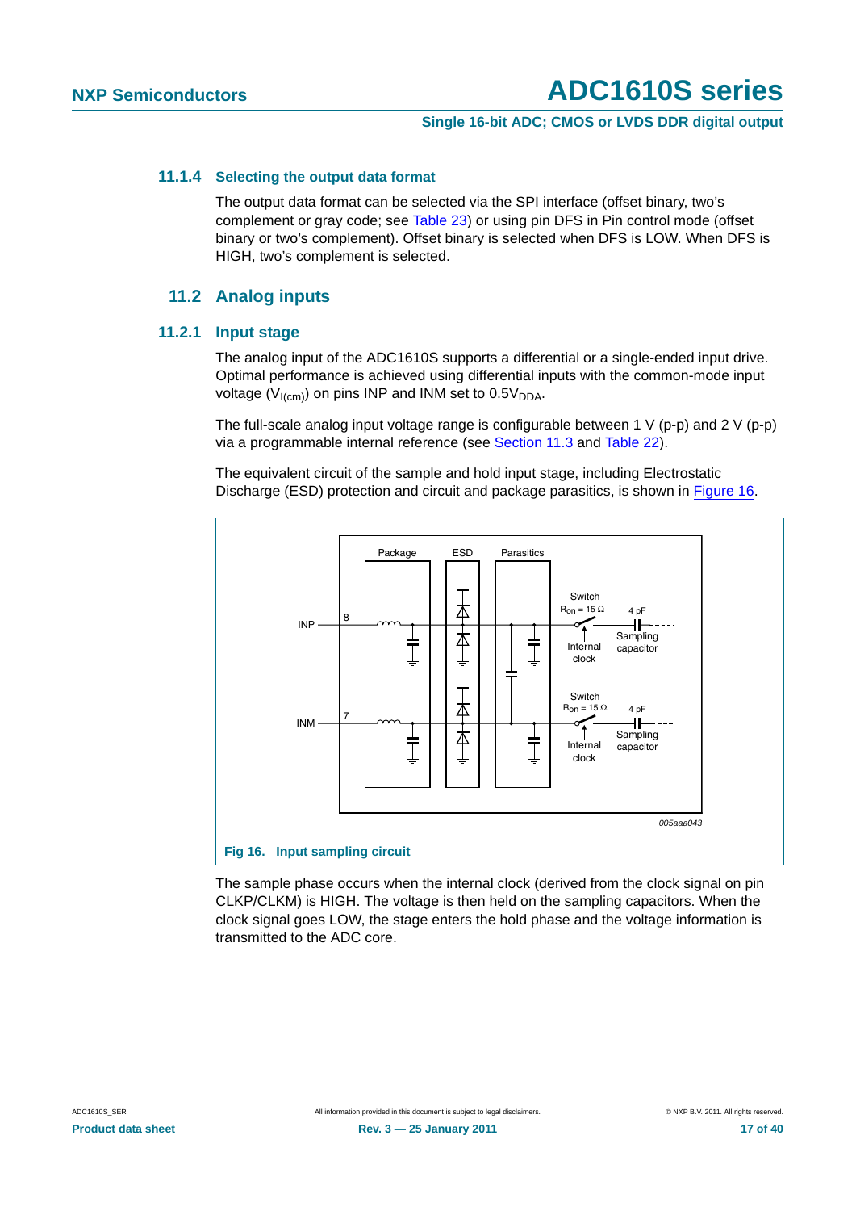### 11.1.4 Selecting the output data format

The output data format can be selected via the SPI interface (offset binary, two's complement or gray code; see Table 23) or using pin DFS in Pin control mode (offset binary or two's complement). Offset binary is selected when DFS is LOW. When DFS is HIGH, two's complement is selected.

## 11.2 Analog inputs

### 11.2.1 Input stage

The analog input of the ADC1610S supports a differential or a single-ended input drive. Optimal performance is achieved using differential inputs with the common-mode input voltage ($V_{I(cm)}$) on pins INP and INM set to $0.5V_{DDA}$.

The full-scale analog input voltage range is configurable between 1 V (p-p) and 2 V (p-p) via a programmable internal reference (see Section 11.3 and Table 22).

The equivalent circuit of the sample and hold input stage, including Electrostatic Discharge (ESD) protection and circuit and package parasitics, is shown in Figure 16.

Fig 16. Input sampling circuit

The sample phase occurs when the internal clock (derived from the clock signal on pin CLKP/CLKM) is HIGH. The voltage is then held on the sampling capacitors. When the clock signal goes LOW, the stage enters the hold phase and the voltage information is transmitted to the ADC core.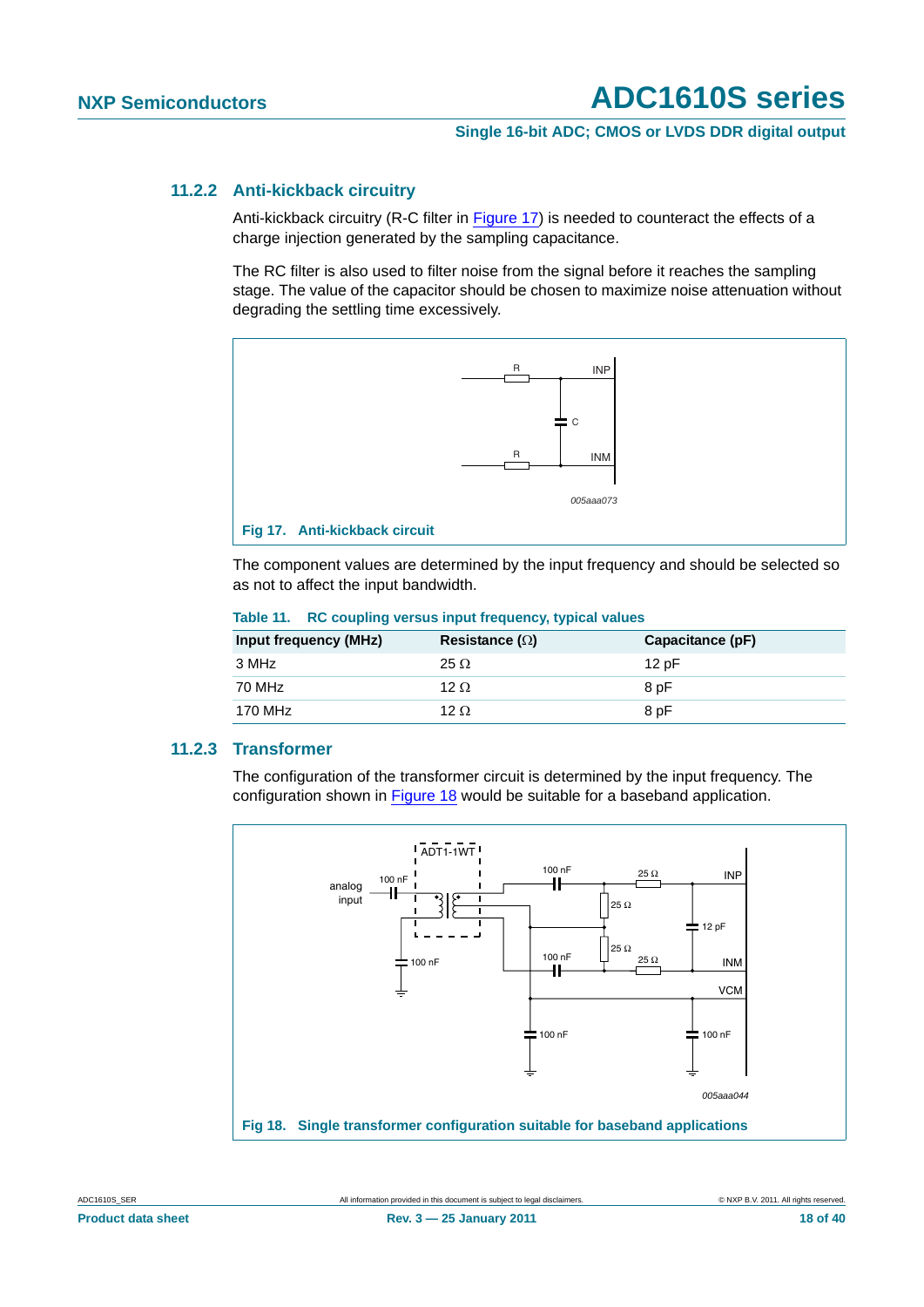### 11.2.2 Anti-kickback circuitry

Anti-kickback circuitry (R-C filter in Figure 17) is needed to counteract the effects of a charge injection generated by the sampling capacitance.

The RC filter is also used to filter noise from the signal before it reaches the sampling stage. The value of the capacitor should be chosen to maximize noise attenuation without degrading the settling time excessively.

**Fig 17. Anti-kickback circuit**

The component values are determined by the input frequency and should be selected so as not to affect the input bandwidth.

**Table 11. RC coupling versus input frequency, typical values**

| Input frequency (MHz) | Resistance (Ω) | Capacitance (pF) |
|---|---|---|
| 3 MHz | 25 Ω | 12 pF |
| 70 MHz | 12 Ω | 8 pF |
| 170 MHz | 12 Ω | 8 pF |

### 11.2.3 Transformer

The configuration of the transformer circuit is determined by the input frequency. The configuration shown in Figure 18 would be suitable for a baseband application.

**Fig 18. Single transformer configuration suitable for baseband applications**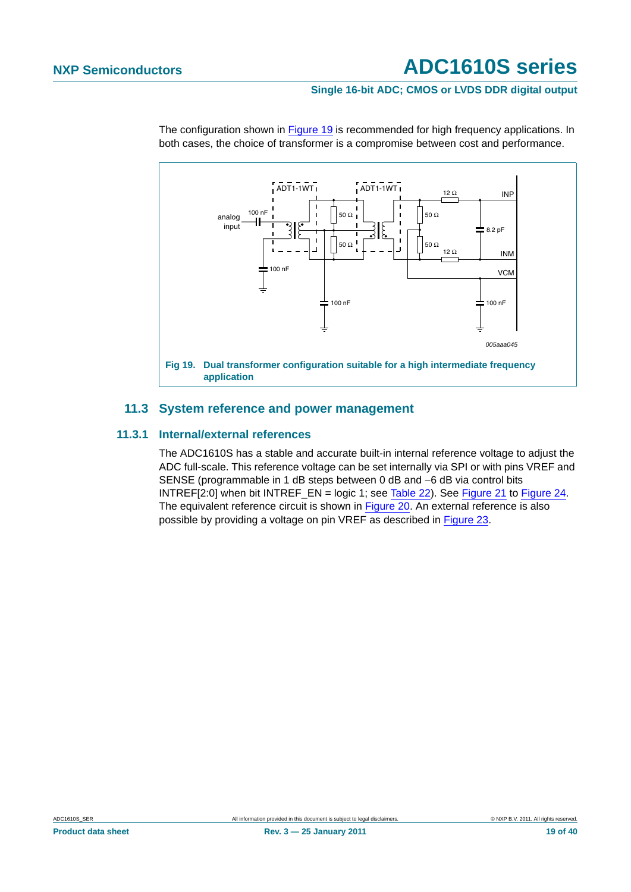The configuration shown in Figure 19 is recommended for high frequency applications. In both cases, the choice of transformer is a compromise between cost and performance.

**Fig 19. Dual transformer configuration suitable for a high intermediate frequency application**

### 11.3 System reference and power management

#### 11.3.1 Internal/external references

The ADC1610S has a stable and accurate built-in internal reference voltage to adjust the ADC full-scale. This reference voltage can be set internally via SPI or with pins VREF and SENSE (programmable in 1 dB steps between 0 dB and −6 dB via control bits INTREF[2:0] when bit INTREF_EN = logic 1; see Table 22). See Figure 21 to Figure 24. The equivalent reference circuit is shown in Figure 20. An external reference is also possible by providing a voltage on pin VREF as described in Figure 23.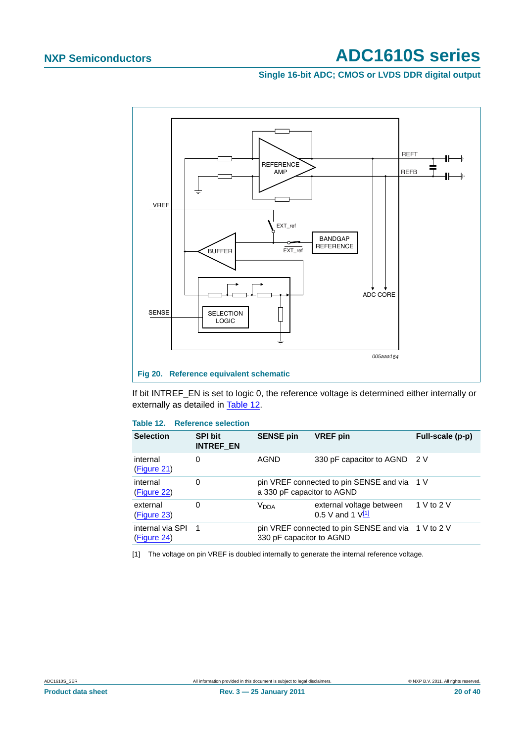Fig 20. Reference equivalent schematic

If bit INTREF_EN is set to logic 0, the reference voltage is determined either internally or externally as detailed in Table 12.

**Table 12. Reference selection**

| Selection | SPI bit INTREF_EN | SENSE pin | VREF pin | Full-scale (p-p) |
|---|---|---|---|---|
| internal (Figure 21) | 0 | AGND | 330 pF capacitor to AGND | 2 V |
| internal (Figure 22) | 0 | pin VREF connected to pin SENSE and via a 330 pF capacitor to AGND | | 1 V |
| external (Figure 23) | 0 | $V_{DDA}$ | external voltage between 0.5 V and 1 V[1] | 1 V to 2 V |
| internal via SPI (Figure 24) | 1 | pin VREF connected to pin SENSE and via 330 pF capacitor to AGND | | 1 V to 2 V |

[1] The voltage on pin VREF is doubled internally to generate the internal reference voltage.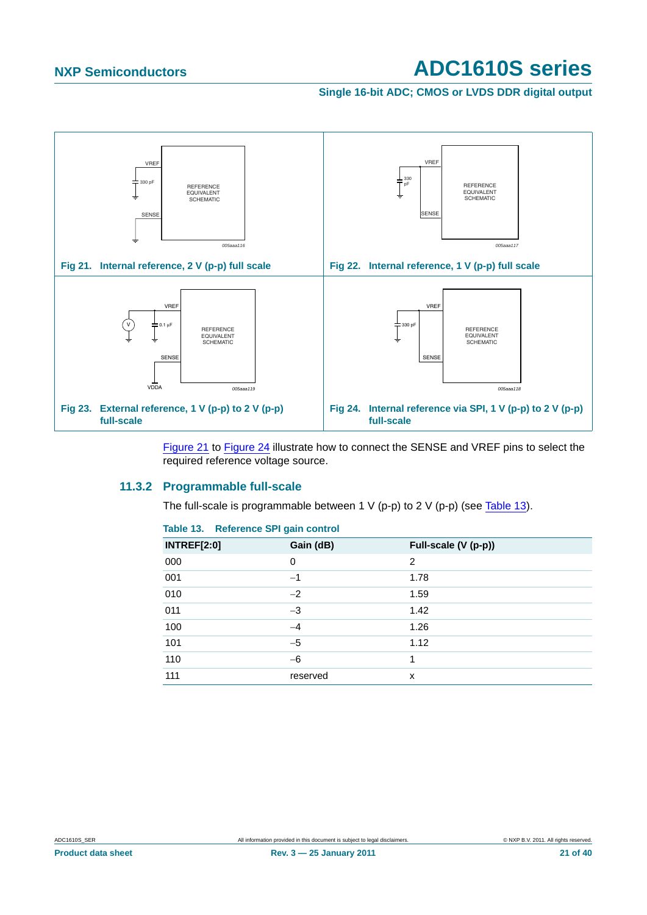Fig 21. Internal reference, 2 V (p-p) full scale

Fig 22. Internal reference, 1 V (p-p) full scale

Fig 23. External reference, 1 V (p-p) to 2 V (p-p) full-scale

Fig 24. Internal reference via SPI, 1 V (p-p) to 2 V (p-p) full-scale

Figure 21 to Figure 24 illustrate how to connect the SENSE and VREF pins to select the required reference voltage source.

### 11.3.2 Programmable full-scale

The full-scale is programmable between 1 V (p-p) to 2 V (p-p) (see Table 13).

**Table 13. Reference SPI gain control**

| INTREF[2:0] | Gain (dB) | Full-scale (V (p-p)) |
|---|---|---|
| 000 | 0 | 2 |
| 001 | −1 | 1.78 |
| 010 | −2 | 1.59 |
| 011 | −3 | 1.42 |
| 100 | −4 | 1.26 |
| 101 | −5 | 1.12 |
| 110 | −6 | 1 |
| 111 | reserved | x |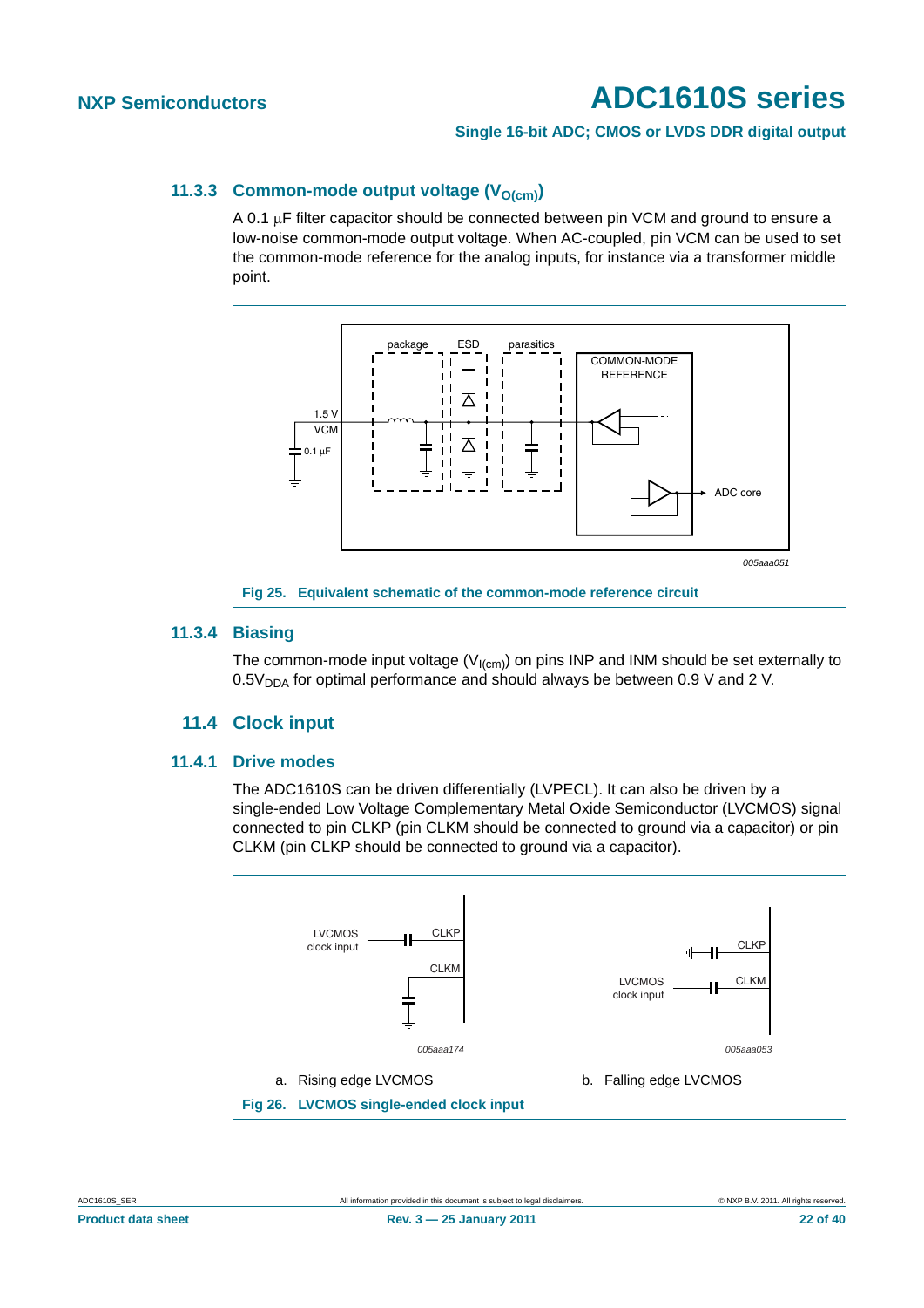### 11.3.3 Common-mode output voltage ($V_{O(cm)}$)

A 0.1 μF filter capacitor should be connected between pin VCM and ground to ensure a low-noise common-mode output voltage. When AC-coupled, pin VCM can be used to set the common-mode reference for the analog inputs, for instance via a transformer middle point.

Fig 25. Equivalent schematic of the common-mode reference circuit

### 11.3.4 Biasing

The common-mode input voltage ($V_{I(cm)}$) on pins INP and INM should be set externally to $0.5V_{DDA}$ for optimal performance and should always be between 0.9 V and 2 V.

## 11.4 Clock input

### 11.4.1 Drive modes

The ADC1610S can be driven differentially (LVPECL). It can also be driven by a single-ended Low Voltage Complementary Metal Oxide Semiconductor (LVCMOS) signal connected to pin CLKP (pin CLKM should be connected to ground via a capacitor) or pin CLKM (pin CLKP should be connected to ground via a capacitor).

a. Rising edge LVCMOS

b. Falling edge LVCMOS

Fig 26. LVCMOS single-ended clock input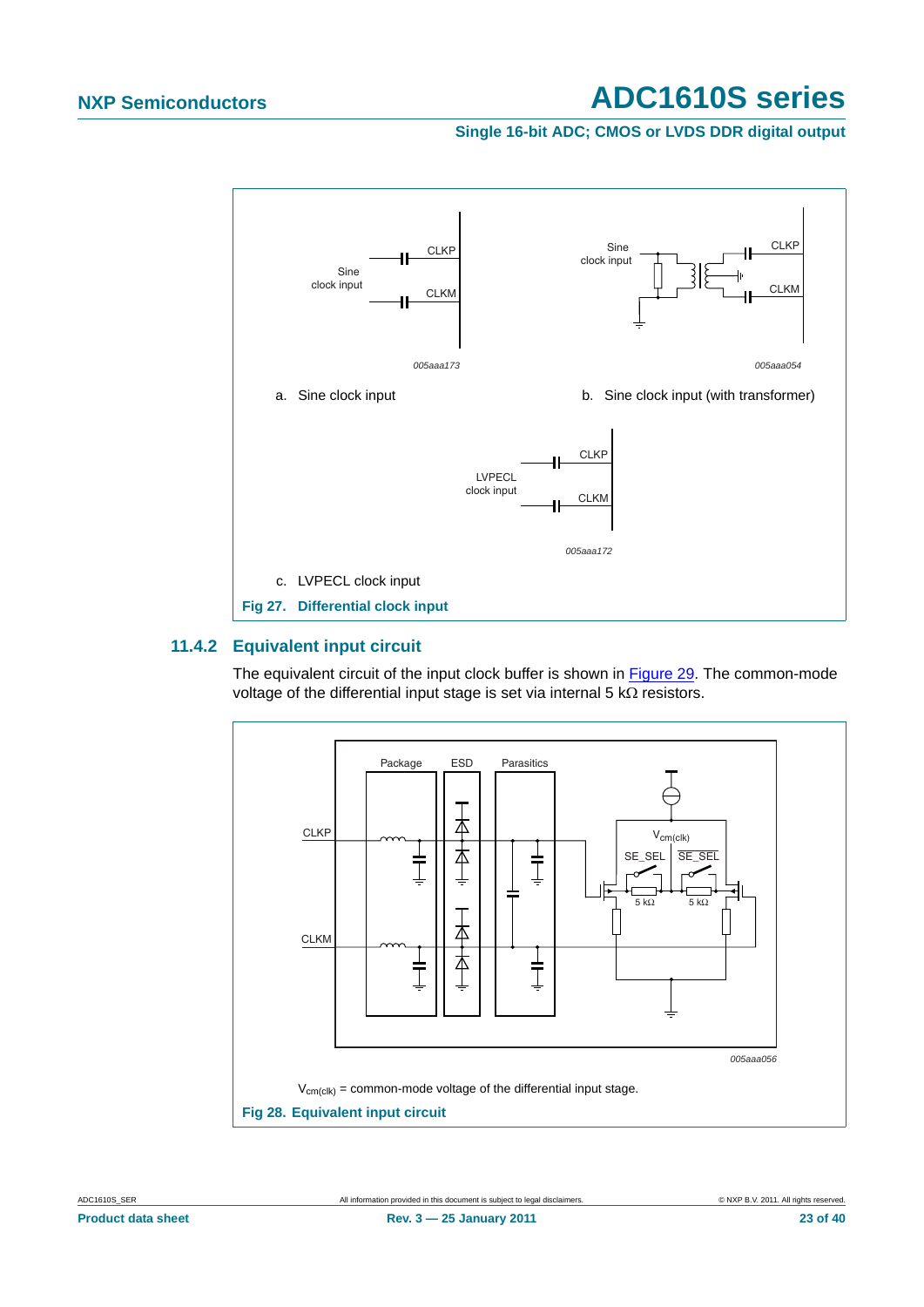a. Sine clock input

b. Sine clock input (with transformer)

c. LVPECL clock input

**Fig 27. Differential clock input**

### 11.4.2 Equivalent input circuit

The equivalent circuit of the input clock buffer is shown in Figure 29. The common-mode voltage of the differential input stage is set via internal 5 kΩ resistors.

$V_{cm(clk)}$ = common-mode voltage of the differential input stage.

**Fig 28. Equivalent input circuit**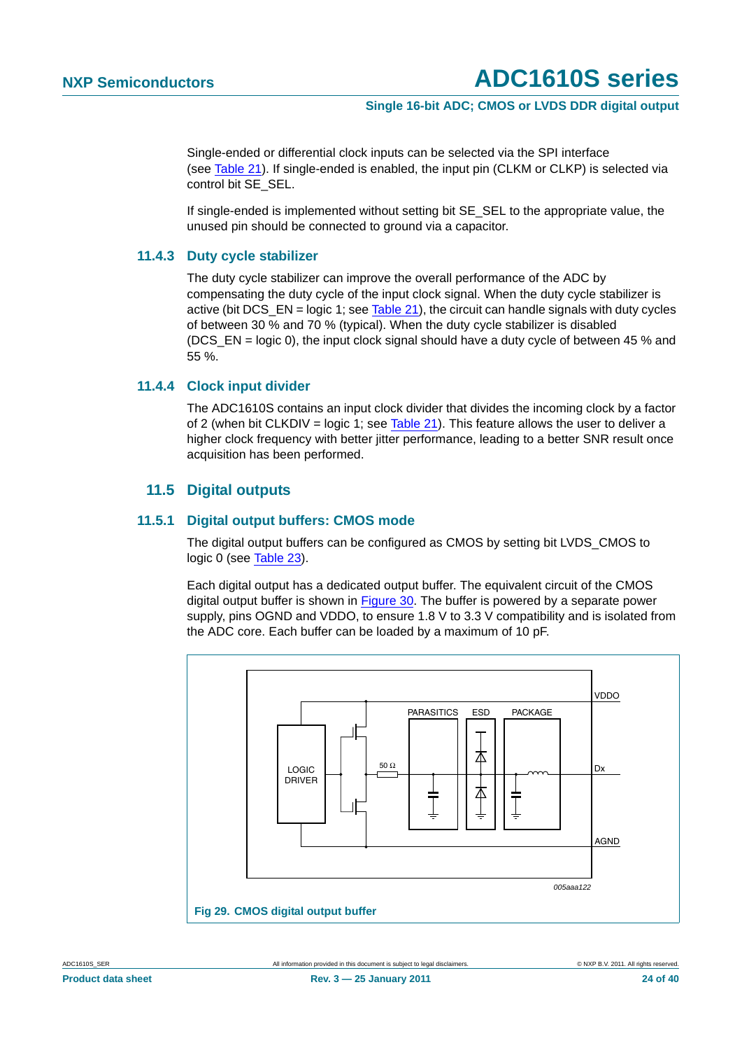Single-ended or differential clock inputs can be selected via the SPI interface (see Table 21). If single-ended is enabled, the input pin (CLKM or CLKP) is selected via control bit SE_SEL.

If single-ended is implemented without setting bit SE_SEL to the appropriate value, the unused pin should be connected to ground via a capacitor.

### 11.4.3 Duty cycle stabilizer

The duty cycle stabilizer can improve the overall performance of the ADC by compensating the duty cycle of the input clock signal. When the duty cycle stabilizer is active (bit DCS_EN = logic 1; see Table 21), the circuit can handle signals with duty cycles of between 30 % and 70 % (typical). When the duty cycle stabilizer is disabled (DCS_EN = logic 0), the input clock signal should have a duty cycle of between 45 % and 55 %.

### 11.4.4 Clock input divider

The ADC1610S contains an input clock divider that divides the incoming clock by a factor of 2 (when bit CLKDIV = logic 1; see Table 21). This feature allows the user to deliver a higher clock frequency with better jitter performance, leading to a better SNR result once acquisition has been performed.

## 11.5 Digital outputs

### 11.5.1 Digital output buffers: CMOS mode

The digital output buffers can be configured as CMOS by setting bit LVDS_CMOS to logic 0 (see Table 23).

Each digital output has a dedicated output buffer. The equivalent circuit of the CMOS digital output buffer is shown in Figure 30. The buffer is powered by a separate power supply, pins OGND and VDDO, to ensure 1.8 V to 3.3 V compatibility and is isolated from the ADC core. Each buffer can be loaded by a maximum of 10 pF.

**Fig 29. CMOS digital output buffer**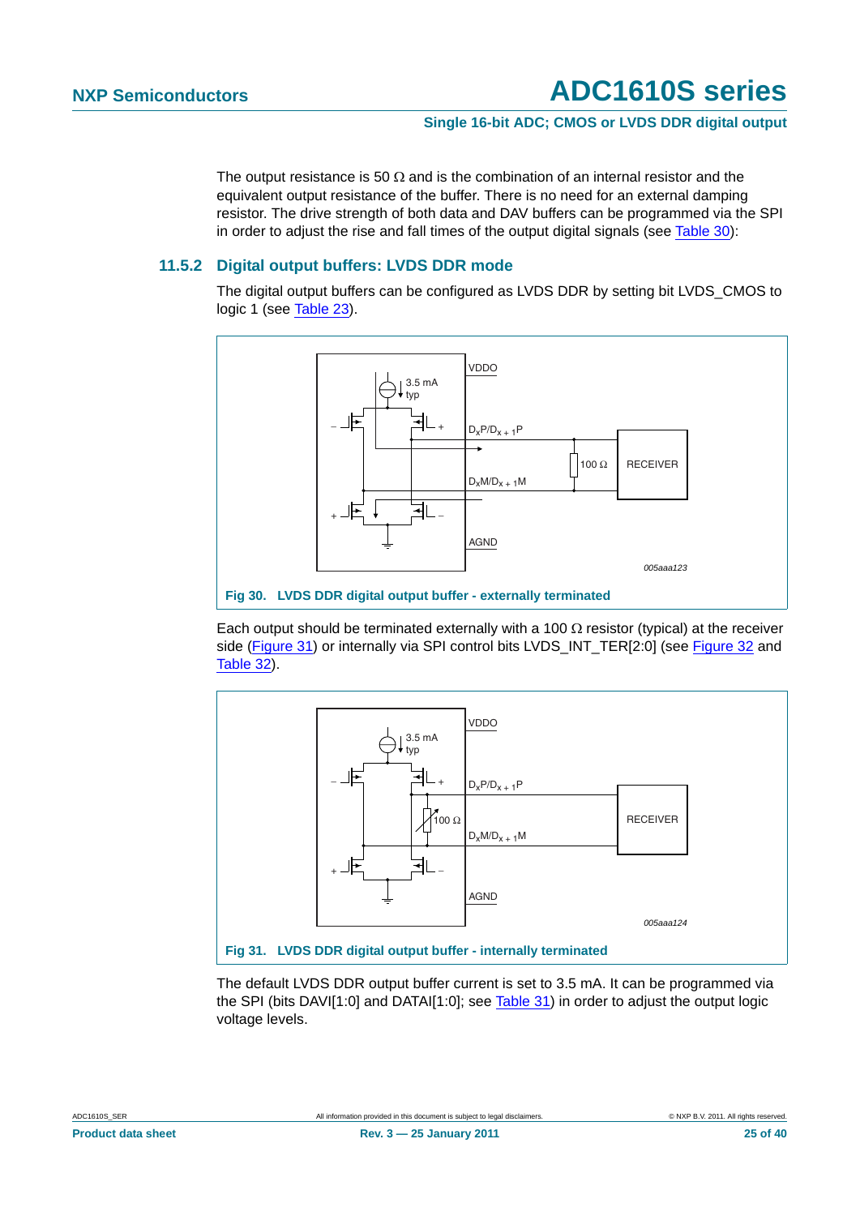The output resistance is 50 Ω and is the combination of an internal resistor and the equivalent output resistance of the buffer. There is no need for an external damping resistor. The drive strength of both data and DAV buffers can be programmed via the SPI in order to adjust the rise and fall times of the output digital signals (see Table 30):

### 11.5.2 Digital output buffers: LVDS DDR mode

The digital output buffers can be configured as LVDS DDR by setting bit LVDS_CMOS to logic 1 (see Table 23).

**Fig 30. LVDS DDR digital output buffer - externally terminated**

Each output should be terminated externally with a 100 Ω resistor (typical) at the receiver side (Figure 31) or internally via SPI control bits LVDS_INT_TER[2:0] (see Figure 32 and Table 32).

**Fig 31. LVDS DDR digital output buffer - internally terminated**

The default LVDS DDR output buffer current is set to 3.5 mA. It can be programmed via the SPI (bits DAVI[1:0] and DATAI[1:0]; see Table 31) in order to adjust the output logic voltage levels.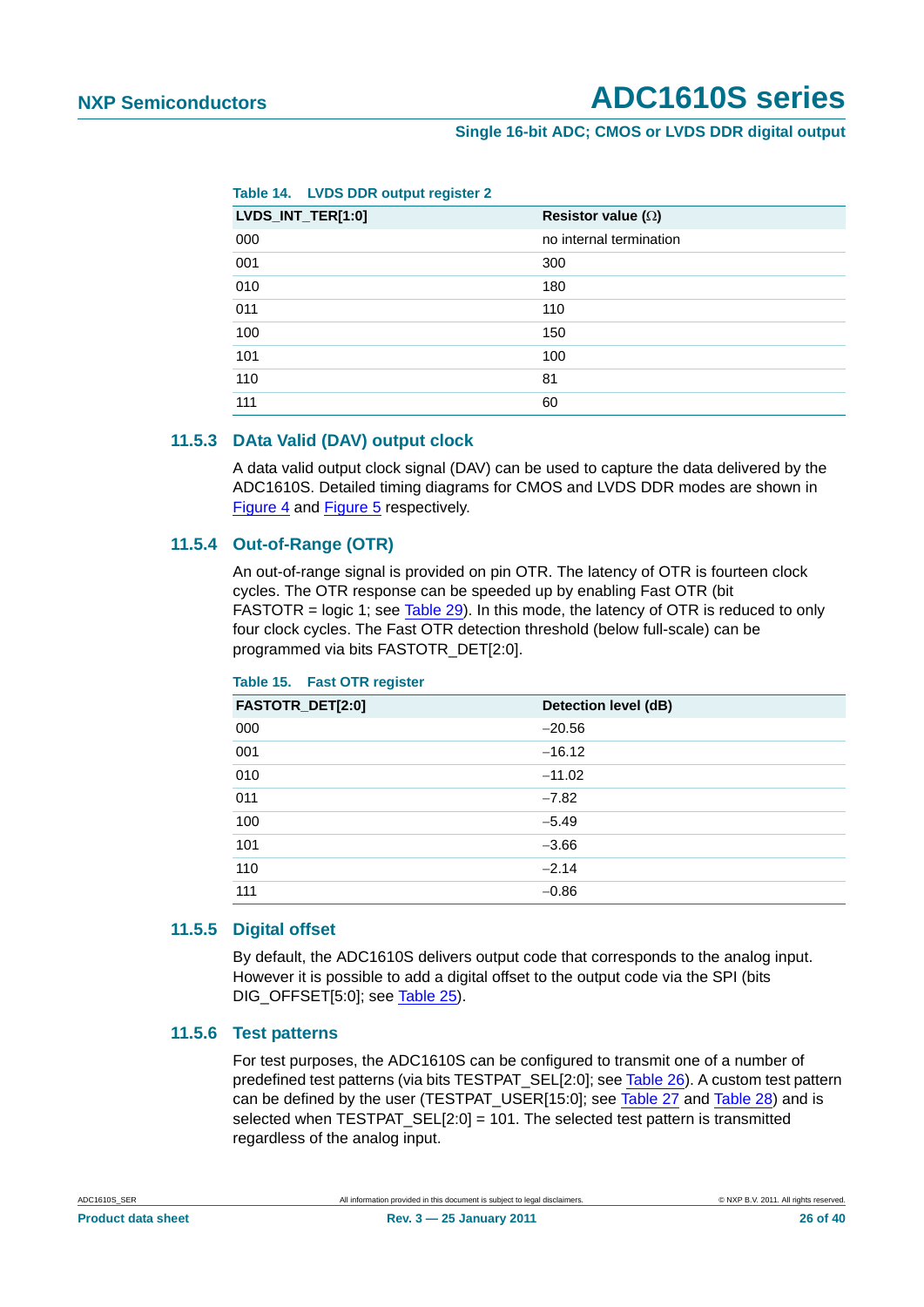Table 14. LVDS DDR output register 2

| LVDS_INT_TER[1:0] | Resistor value (Ω) |
|---|---|
| 000 | no internal termination |
| 001 | 300 |
| 010 | 180 |
| 011 | 110 |
| 100 | 150 |
| 101 | 100 |
| 110 | 81 |
| 111 | 60 |

### 11.5.3 DAta Valid (DAV) output clock

A data valid output clock signal (DAV) can be used to capture the data delivered by the ADC1610S. Detailed timing diagrams for CMOS and LVDS DDR modes are shown in Figure 4 and Figure 5 respectively.

### 11.5.4 Out-of-Range (OTR)

An out-of-range signal is provided on pin OTR. The latency of OTR is fourteen clock cycles. The OTR response can be speeded up by enabling Fast OTR (bit FASTOTR = logic 1; see Table 29). In this mode, the latency of OTR is reduced to only four clock cycles. The Fast OTR detection threshold (below full-scale) can be programmed via bits FASTOTR_DET[2:0].

Table 15. Fast OTR register

| FASTOTR_DET[2:0] | Detection level (dB) |
|---|---|
| 000 | −20.56 |
| 001 | −16.12 |
| 010 | −11.02 |
| 011 | −7.82 |
| 100 | −5.49 |
| 101 | −3.66 |
| 110 | −2.14 |
| 111 | −0.86 |

### 11.5.5 Digital offset

By default, the ADC1610S delivers output code that corresponds to the analog input. However it is possible to add a digital offset to the output code via the SPI (bits DIG_OFFSET[5:0]; see Table 25).

### 11.5.6 Test patterns

For test purposes, the ADC1610S can be configured to transmit one of a number of predefined test patterns (via bits TESTPAT_SEL[2:0]; see Table 26). A custom test pattern can be defined by the user (TESTPAT_USER[15:0]; see Table 27 and Table 28) and is selected when TESTPAT_SEL[2:0] = 101. The selected test pattern is transmitted regardless of the analog input.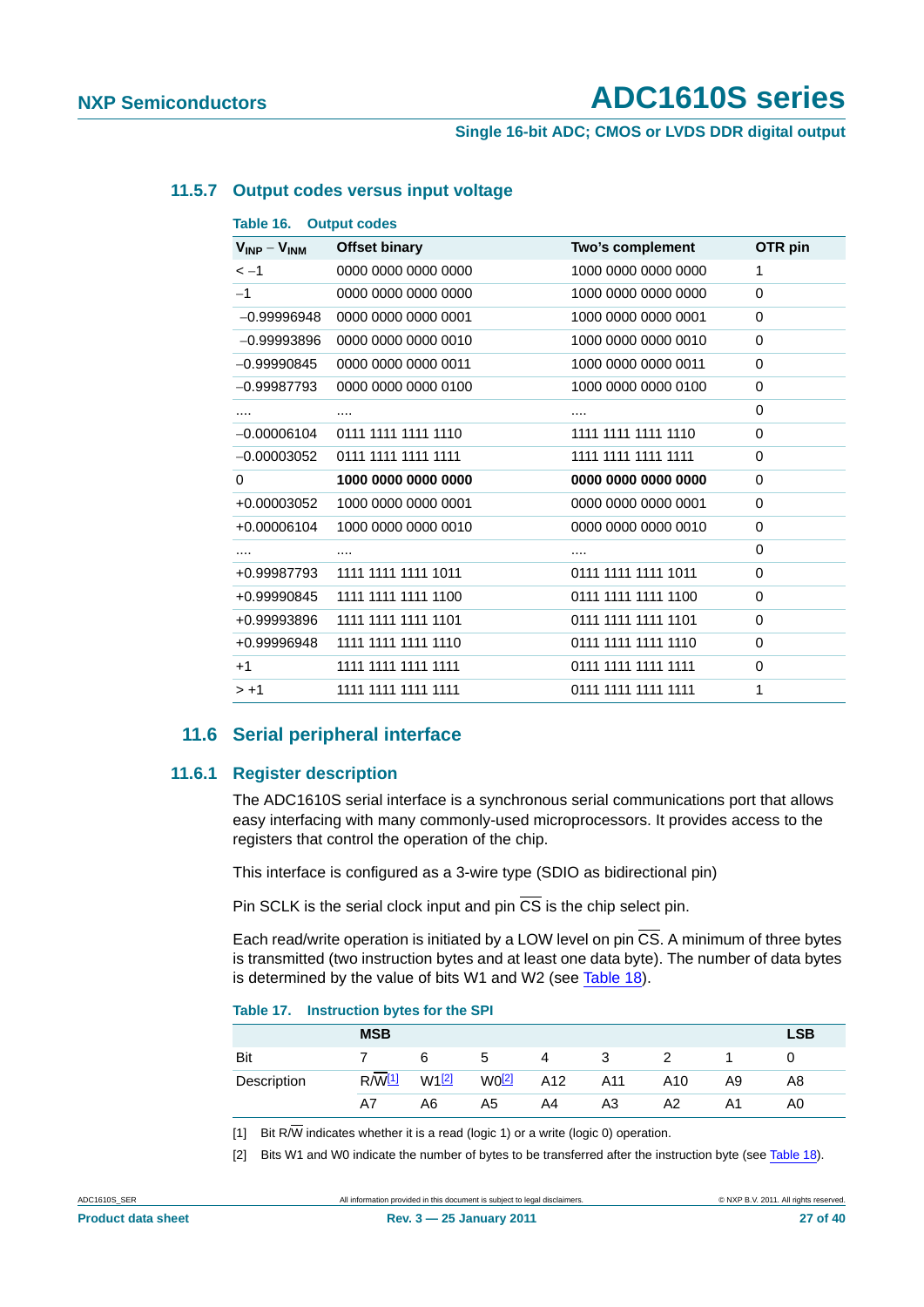### 11.5.7 Output codes versus input voltage

**Table 16. Output codes**

| $V_{INP} - V_{INM}$ | Offset binary | Two's complement | OTR pin |
|---|---|---|---|
| < −1 | 0000 0000 0000 0000 | 1000 0000 0000 0000 | 1 |
| −1 | 0000 0000 0000 0000 | 1000 0000 0000 0000 | 0 |
| −0.99996948 | 0000 0000 0000 0001 | 1000 0000 0000 0001 | 0 |
| −0.99993896 | 0000 0000 0000 0010 | 1000 0000 0000 0010 | 0 |
| −0.99990845 | 0000 0000 0000 0011 | 1000 0000 0000 0011 | 0 |
| −0.99987793 | 0000 0000 0000 0100 | 1000 0000 0000 0100 | 0 |
| .... | .... | .... | 0 |
| −0.00006104 | 0111 1111 1111 1110 | 1111 1111 1111 1110 | 0 |
| −0.00003052 | 0111 1111 1111 1111 | 1111 1111 1111 1111 | 0 |
| 0 | **1000 0000 0000 0000** | **0000 0000 0000 0000** | 0 |
| +0.00003052 | 1000 0000 0000 0001 | 0000 0000 0000 0001 | 0 |
| +0.00006104 | 1000 0000 0000 0010 | 0000 0000 0000 0010 | 0 |
| .... | .... | .... | 0 |
| +0.99987793 | 1111 1111 1111 1011 | 0111 1111 1111 1011 | 0 |
| +0.99990845 | 1111 1111 1111 1100 | 0111 1111 1111 1100 | 0 |
| +0.99993896 | 1111 1111 1111 1101 | 0111 1111 1111 1101 | 0 |
| +0.99996948 | 1111 1111 1111 1110 | 0111 1111 1111 1110 | 0 |
| +1 | 1111 1111 1111 1111 | 0111 1111 1111 1111 | 0 |
| > +1 | 1111 1111 1111 1111 | 0111 1111 1111 1111 | 1 |

## 11.6 Serial peripheral interface

### 11.6.1 Register description

The ADC1610S serial interface is a synchronous serial communications port that allows easy interfacing with many commonly-used microprocessors. It provides access to the registers that control the operation of the chip.

This interface is configured as a 3-wire type (SDIO as bidirectional pin)

Pin SCLK is the serial clock input and pin $\overline{CS}$ is the chip select pin.

Each read/write operation is initiated by a LOW level on pin $\overline{CS}$. A minimum of three bytes is transmitted (two instruction bytes and at least one data byte). The number of data bytes is determined by the value of bits W1 and W2 (see Table 18).

**Table 17. Instruction bytes for the SPI**

| | MSB | | | | | | | LSB |
|---|---|---|---|---|---|---|---|---|
| Bit | 7 | 6 | 5 | 4 | 3 | 2 | 1 | 0 |
| Description | $R/\overline{W}$[1] | W1[2] | W0[2] | A12 | A11 | A10 | A9 | A8 |
| | A7 | A6 | A5 | A4 | A3 | A2 | A1 | A0 |

[1] Bit $R/\overline{W}$ indicates whether it is a read (logic 1) or a write (logic 0) operation.

[2] Bits W1 and W0 indicate the number of bytes to be transferred after the instruction byte (see Table 18).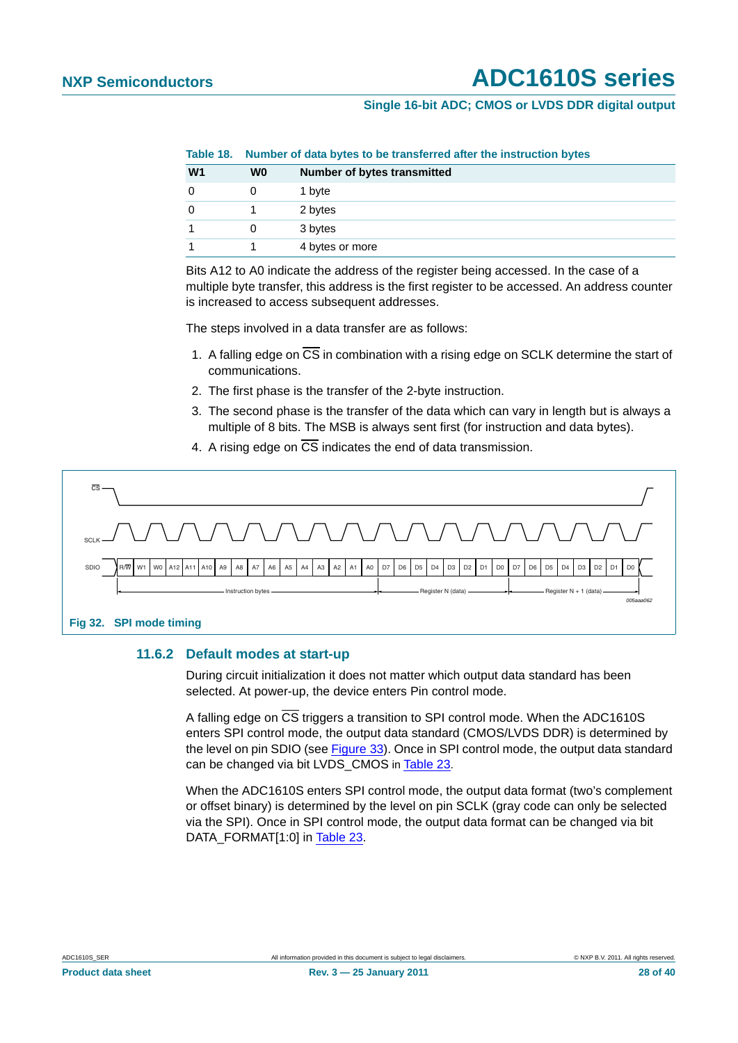**Table 18. Number of data bytes to be transferred after the instruction bytes**

| W1 | W0 | Number of bytes transmitted |
|---|---|---|
| 0 | 0 | 1 byte |
| 0 | 1 | 2 bytes |
| 1 | 0 | 3 bytes |
| 1 | 1 | 4 bytes or more |

Bits A12 to A0 indicate the address of the register being accessed. In the case of a multiple byte transfer, this address is the first register to be accessed. An address counter is increased to access subsequent addresses.

The steps involved in a data transfer are as follows:

1. A falling edge on $\overline{CS}$ in combination with a rising edge on SCLK determine the start of communications.
2. The first phase is the transfer of the 2-byte instruction.
3. The second phase is the transfer of the data which can vary in length but is always a multiple of 8 bits. The MSB is always sent first (for instruction and data bytes).
4. A rising edge on $\overline{CS}$ indicates the end of data transmission.

CS

SCLK

SDIO: R/W | W1 | W0 | A12 | A11 | A10 | A9 | A8 | A7 | A6 | A5 | A4 | A3 | A2 | A1 | A0 | D7 | D6 | D5 | D4 | D3 | D2 | D1 | D0 | D7 | D6 | D5 | D4 | D3 | D2 | D1 | D0

Instruction bytes | Register N (data) | Register N + 1 (data)

005aaa062

**Fig 32. SPI mode timing**

### 11.6.2 Default modes at start-up

During circuit initialization it does not matter which output data standard has been selected. At power-up, the device enters Pin control mode.

A falling edge on $\overline{CS}$ triggers a transition to SPI control mode. When the ADC1610S enters SPI control mode, the output data standard (CMOS/LVDS DDR) is determined by the level on pin SDIO (see Figure 33). Once in SPI control mode, the output data standard can be changed via bit LVDS_CMOS in Table 23.

When the ADC1610S enters SPI control mode, the output data format (two's complement or offset binary) is determined by the level on pin SCLK (gray code can only be selected via the SPI). Once in SPI control mode, the output data format can be changed via bit DATA_FORMAT[1:0] in Table 23.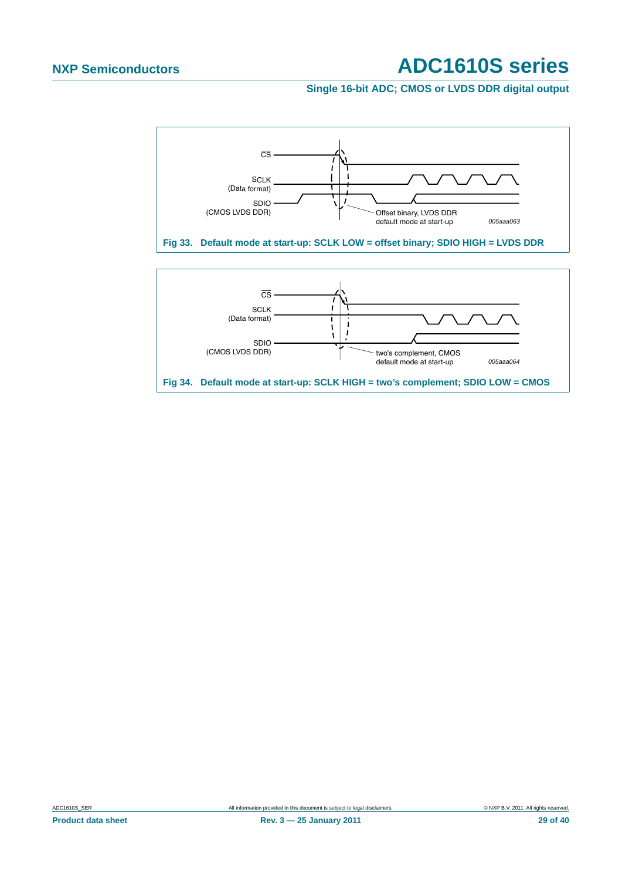CS

SCLK
(Data format)

SDIO
(CMOS LVDS DDR)

Offset binary, LVDS DDR
default mode at start-up

*005aaa063*

**Fig 33. Default mode at start-up: SCLK LOW = offset binary; SDIO HIGH = LVDS DDR**

CS

SCLK
(Data format)

SDIO
(CMOS LVDS DDR)

two's complement, CMOS
default mode at start-up

*005aaa064*

**Fig 34. Default mode at start-up: SCLK HIGH = two's complement; SDIO LOW = CMOS**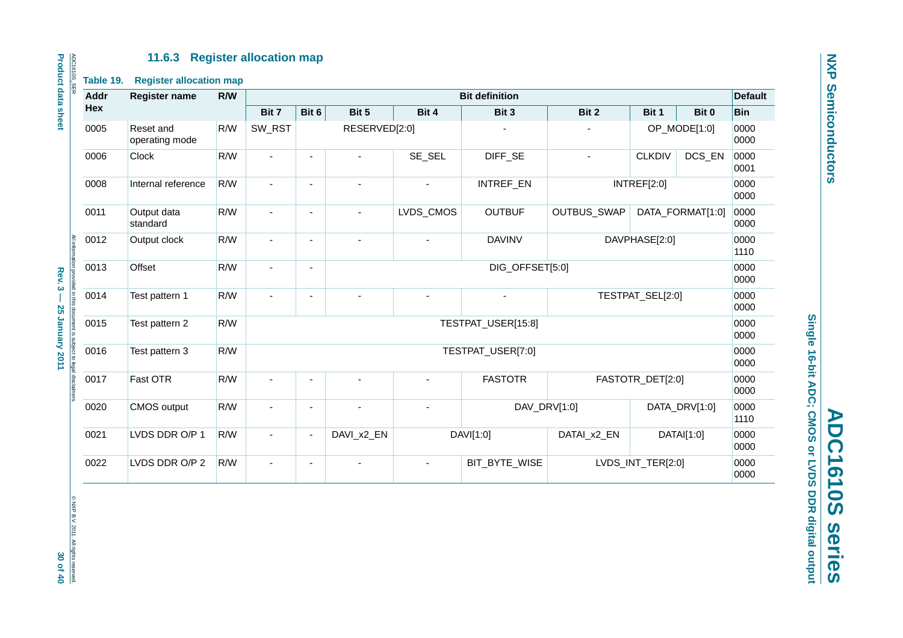### 11.6.3 Register allocation map

**Table 19. Register allocation map**

| Addr Hex | Register name | R/W | Bit definition | | | | | | | | Default |
|---|---|---|---|---|---|---|---|---|---|---|---|
| | | | Bit 7 | Bit 6 | Bit 5 | Bit 4 | Bit 3 | Bit 2 | Bit 1 | Bit 0 | Bin |
| 0005 | Reset and operating mode | R/W | SW_RST | RESERVED[2:0] | | | - | - | OP_MODE[1:0] | | 0000 0000 |
| 0006 | Clock | R/W | - | - | - | SE_SEL | DIFF_SE | - | CLKDIV | DCS_EN | 0000 0001 |
| 0008 | Internal reference | R/W | - | - | - | - | INTREF_EN | INTREF[2:0] | | | 0000 0000 |
| 0011 | Output data standard | R/W | - | - | - | LVDS_CMOS | OUTBUF | OUTBUS_SWAP | DATA_FORMAT[1:0] | | 0000 0000 |
| 0012 | Output clock | R/W | - | - | - | - | DAVINV | DAVPHASE[2:0] | | | 0000 1110 |
| 0013 | Offset | R/W | - | - | DIG_OFFSET[5:0] | | | | | | 0000 0000 |
| 0014 | Test pattern 1 | R/W | - | - | - | - | - | TESTPAT_SEL[2:0] | | | 0000 0000 |
| 0015 | Test pattern 2 | R/W | TESTPAT_USER[15:8] | | | | | | | | 0000 0000 |
| 0016 | Test pattern 3 | R/W | TESTPAT_USER[7:0] | | | | | | | | 0000 0000 |
| 0017 | Fast OTR | R/W | - | - | - | - | FASTOTR | FASTOTR_DET[2:0] | | | 0000 0000 |
| 0020 | CMOS output | R/W | - | - | - | - | DAV_DRV[1:0] | | DATA_DRV[1:0] | | 0000 1110 |
| 0021 | LVDS DDR O/P 1 | R/W | - | - | DAVI_x2_EN | DAVI[1:0] | | DATAI_x2_EN | DATAI[1:0] | | 0000 0000 |
| 0022 | LVDS DDR O/P 2 | R/W | - | - | - | - | BIT_BYTE_WISE | LVDS_INT_TER[2:0] | | | 0000 0000 |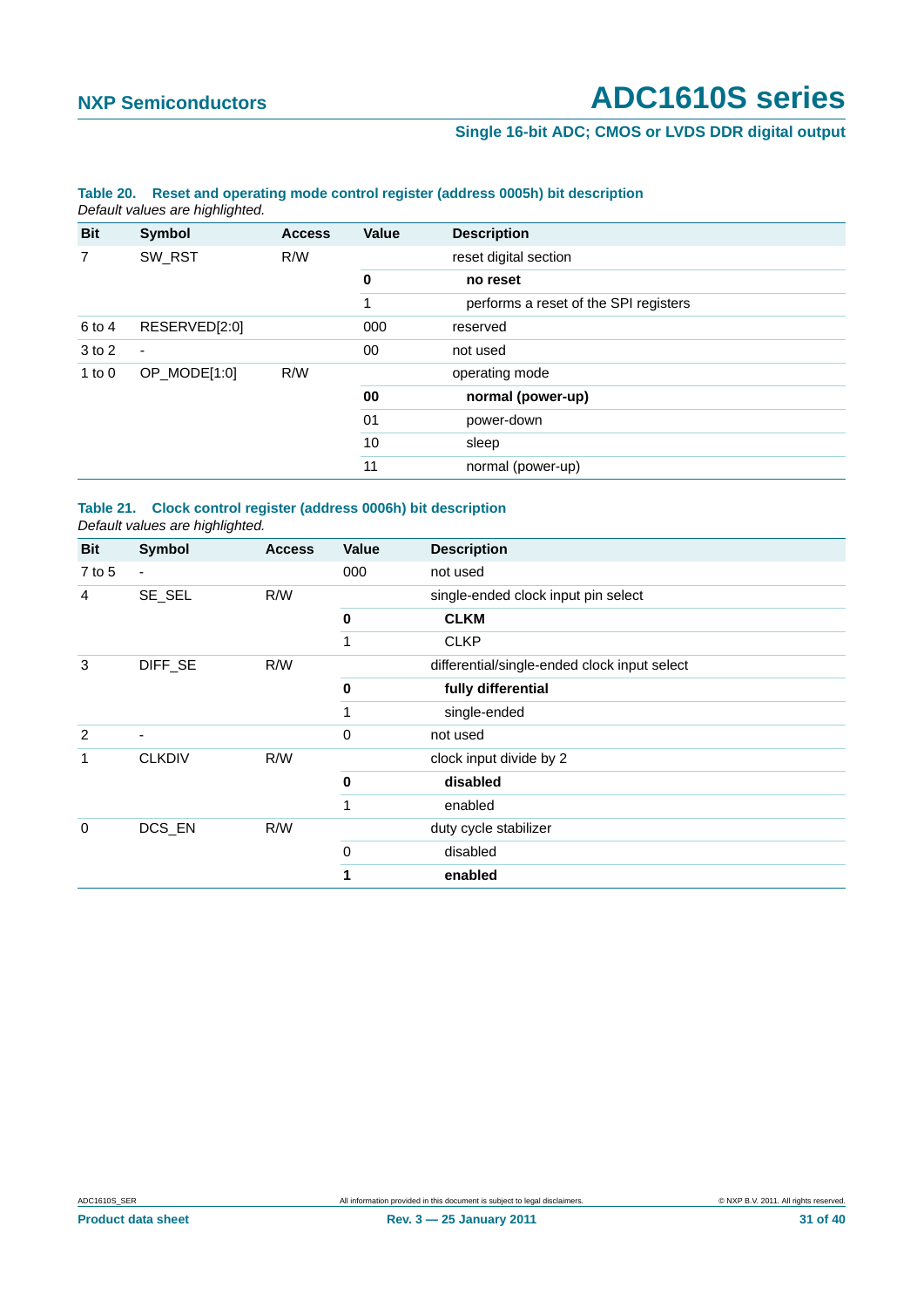**Table 20. Reset and operating mode control register (address 0005h) bit description**
*Default values are highlighted.*

| Bit | Symbol | Access | Value | Description |
|---|---|---|---|---|
| 7 | SW_RST | R/W | | reset digital section |
| | | | **0** | **no reset** |
| | | | 1 | performs a reset of the SPI registers |
| 6 to 4 | RESERVED[2:0] | | 000 | reserved |
| 3 to 2 | - | | 00 | not used |
| 1 to 0 | OP_MODE[1:0] | R/W | | operating mode |
| | | | **00** | **normal (power-up)** |
| | | | 01 | power-down |
| | | | 10 | sleep |
| | | | 11 | normal (power-up) |

**Table 21. Clock control register (address 0006h) bit description**
*Default values are highlighted.*

| Bit | Symbol | Access | Value | Description |
|---|---|---|---|---|
| 7 to 5 | - | | 000 | not used |
| 4 | SE_SEL | R/W | | single-ended clock input pin select |
| | | | **0** | **CLKM** |
| | | | 1 | CLKP |
| 3 | DIFF_SE | R/W | | differential/single-ended clock input select |
| | | | **0** | **fully differential** |
| | | | 1 | single-ended |
| 2 | - | | 0 | not used |
| 1 | CLKDIV | R/W | | clock input divide by 2 |
| | | | **0** | **disabled** |
| | | | 1 | enabled |
| 0 | DCS_EN | R/W | | duty cycle stabilizer |
| | | | 0 | disabled |
| | | | **1** | **enabled** |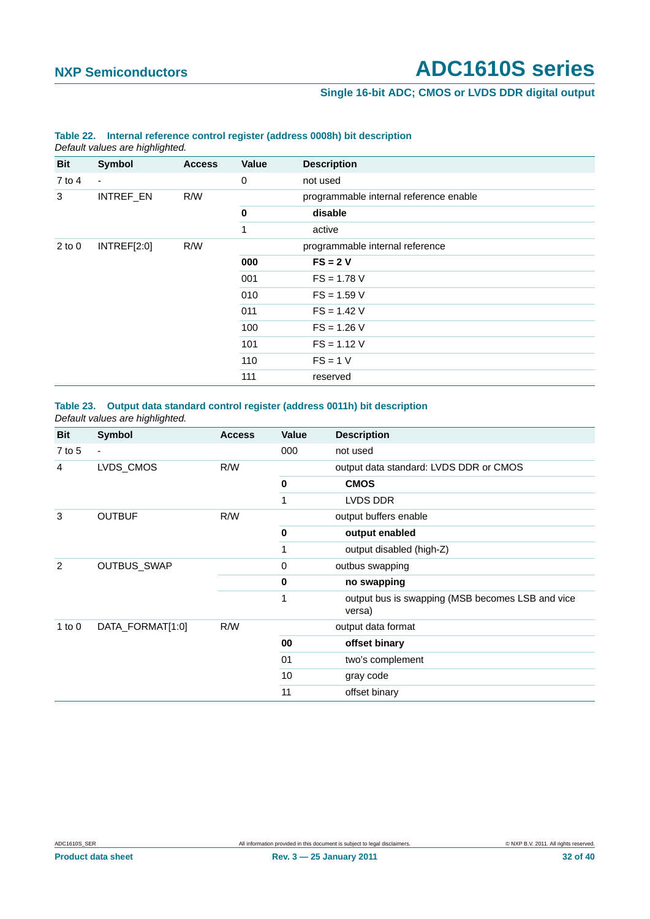**Table 22. Internal reference control register (address 0008h) bit description**

*Default values are highlighted.*

| Bit | Symbol | Access | Value | Description |
|---|---|---|---|---|
| 7 to 4 | - | | 0 | not used |
| 3 | INTREF_EN | R/W | | programmable internal reference enable |
| | | | **0** | **disable** |
| | | | 1 | active |
| 2 to 0 | INTREF[2:0] | R/W | | programmable internal reference |
| | | | **000** | **FS = 2 V** |
| | | | 001 | FS = 1.78 V |
| | | | 010 | FS = 1.59 V |
| | | | 011 | FS = 1.42 V |
| | | | 100 | FS = 1.26 V |
| | | | 101 | FS = 1.12 V |
| | | | 110 | FS = 1 V |
| | | | 111 | reserved |

**Table 23. Output data standard control register (address 0011h) bit description**

*Default values are highlighted.*

| Bit | Symbol | Access | Value | Description |
|---|---|---|---|---|
| 7 to 5 | - | | 000 | not used |
| 4 | LVDS_CMOS | R/W | | output data standard: LVDS DDR or CMOS |
| | | | **0** | **CMOS** |
| | | | 1 | LVDS DDR |
| 3 | OUTBUF | R/W | | output buffers enable |
| | | | **0** | **output enabled** |
| | | | 1 | output disabled (high-Z) |
| 2 | OUTBUS_SWAP | | 0 | outbus swapping |
| | | | **0** | **no swapping** |
| | | | 1 | output bus is swapping (MSB becomes LSB and vice versa) |
| 1 to 0 | DATA_FORMAT[1:0] | R/W | | output data format |
| | | | **00** | **offset binary** |
| | | | 01 | two's complement |
| | | | 10 | gray code |
| | | | 11 | offset binary |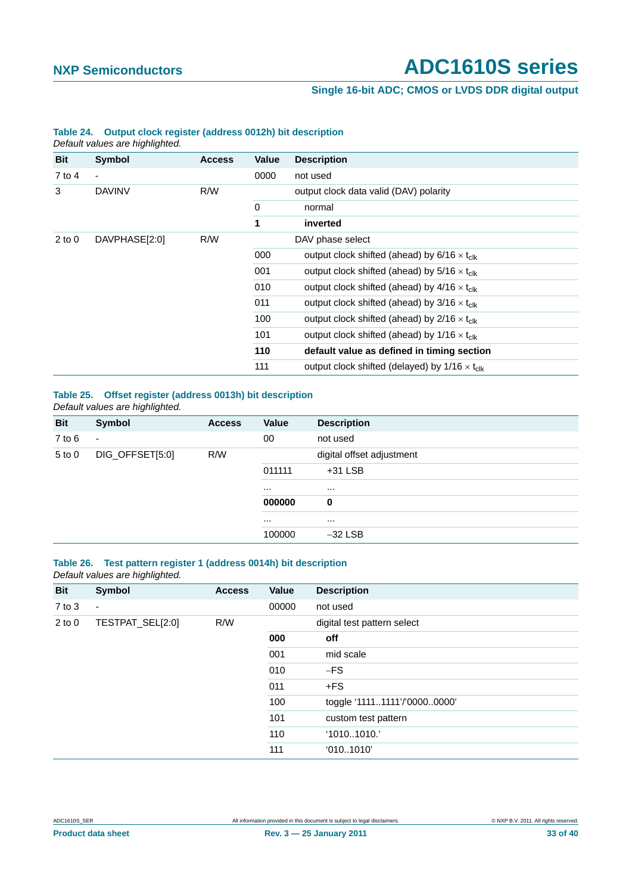**Table 24. Output clock register (address 0012h) bit description**

*Default values are highlighted.*

| Bit | Symbol | Access | Value | Description |
|---|---|---|---|---|
| 7 to 4 | - | | 0000 | not used |
| 3 | DAVINV | R/W | | output clock data valid (DAV) polarity |
| | | | 0 | normal |
| | | | **1** | **inverted** |
| 2 to 0 | DAVPHASE[2:0] | R/W | | DAV phase select |
| | | | 000 | output clock shifted (ahead) by 6/16 × $t_{clk}$ |
| | | | 001 | output clock shifted (ahead) by 5/16 × $t_{clk}$ |
| | | | 010 | output clock shifted (ahead) by 4/16 × $t_{clk}$ |
| | | | 011 | output clock shifted (ahead) by 3/16 × $t_{clk}$ |
| | | | 100 | output clock shifted (ahead) by 2/16 × $t_{clk}$ |
| | | | 101 | output clock shifted (ahead) by 1/16 × $t_{clk}$ |
| | | | **110** | **default value as defined in timing section** |
| | | | 111 | output clock shifted (delayed) by 1/16 × $t_{clk}$ |

**Table 25. Offset register (address 0013h) bit description**

*Default values are highlighted.*

| Bit | Symbol | Access | Value | Description |
|---|---|---|---|---|
| 7 to 6 | - | | 00 | not used |
| 5 to 0 | DIG_OFFSET[5:0] | R/W | | digital offset adjustment |
| | | | 011111 | +31 LSB |
| | | | ... | ... |
| | | | **000000** | **0** |
| | | | ... | ... |
| | | | 100000 | −32 LSB |

**Table 26. Test pattern register 1 (address 0014h) bit description**

*Default values are highlighted.*

| Bit | Symbol | Access | Value | Description |
|---|---|---|---|---|
| 7 to 3 | - | | 00000 | not used |
| 2 to 0 | TESTPAT_SEL[2:0] | R/W | | digital test pattern select |
| | | | **000** | **off** |
| | | | 001 | mid scale |
| | | | 010 | −FS |
| | | | 011 | +FS |
| | | | 100 | toggle ‘1111..1111’/’0000..0000’ |
| | | | 101 | custom test pattern |
| | | | 110 | ‘1010..1010.’ |
| | | | 111 | ‘010..1010’ |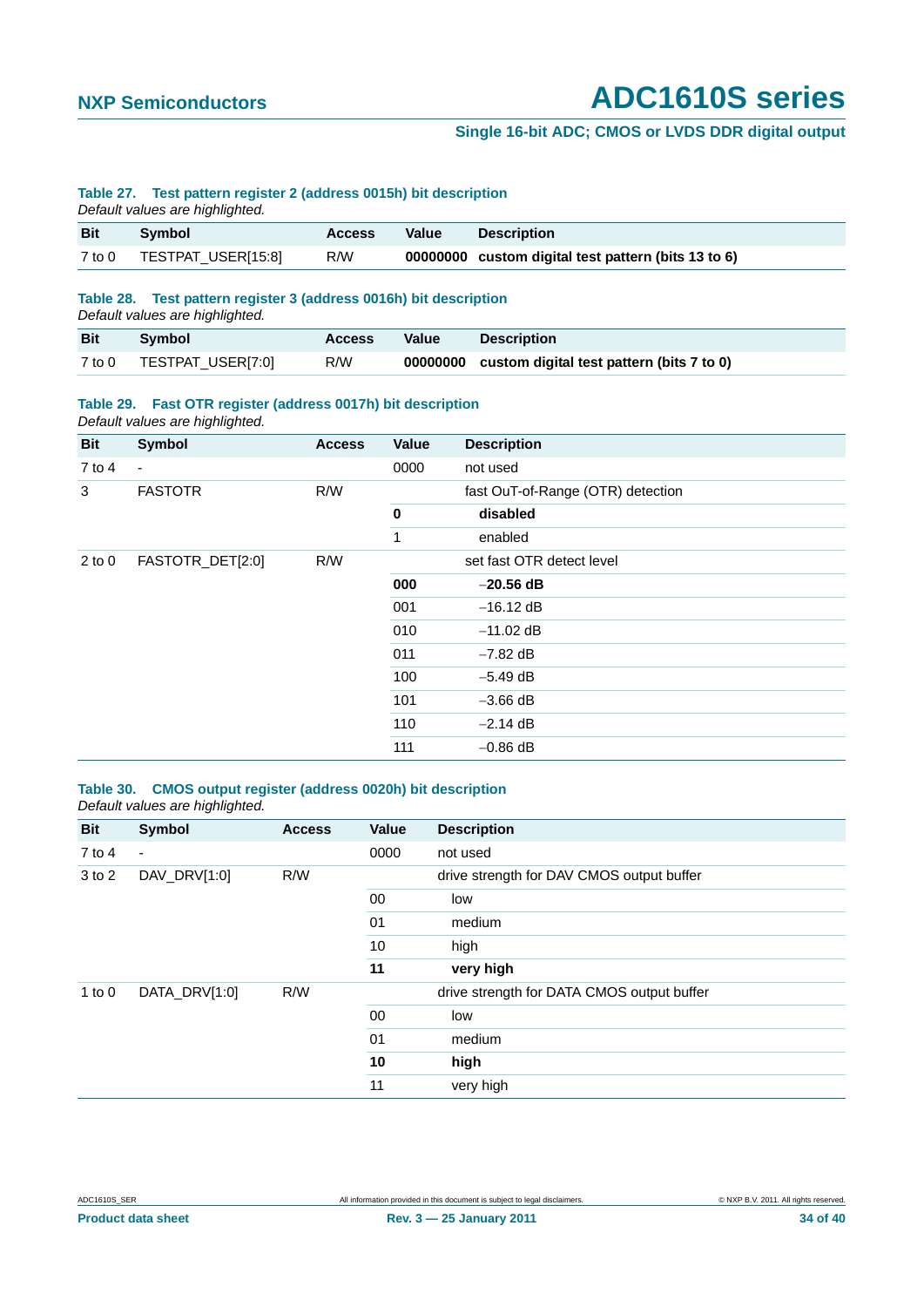**Table 27. Test pattern register 2 (address 0015h) bit description**

*Default values are highlighted.*

| Bit | Symbol | Access | Value | Description |
|---|---|---|---|---|
| 7 to 0 | TESTPAT_USER[15:8] | R/W | **00000000** | **custom digital test pattern (bits 13 to 6)** |

**Table 28. Test pattern register 3 (address 0016h) bit description**

*Default values are highlighted.*

| Bit | Symbol | Access | Value | Description |
|---|---|---|---|---|
| 7 to 0 | TESTPAT_USER[7:0] | R/W | **00000000** | **custom digital test pattern (bits 7 to 0)** |

**Table 29. Fast OTR register (address 0017h) bit description**

*Default values are highlighted.*

| Bit | Symbol | Access | Value | Description |
|---|---|---|---|---|
| 7 to 4 | - | | 0000 | not used |
| 3 | FASTOTR | R/W | | fast OuT-of-Range (OTR) detection |
| | | | **0** | **disabled** |
| | | | 1 | enabled |
| 2 to 0 | FASTOTR_DET[2:0] | R/W | | set fast OTR detect level |
| | | | **000** | **−20.56 dB** |
| | | | 001 | −16.12 dB |
| | | | 010 | −11.02 dB |
| | | | 011 | −7.82 dB |
| | | | 100 | −5.49 dB |
| | | | 101 | −3.66 dB |
| | | | 110 | −2.14 dB |
| | | | 111 | −0.86 dB |

**Table 30. CMOS output register (address 0020h) bit description**

*Default values are highlighted.*

| Bit | Symbol | Access | Value | Description |
|---|---|---|---|---|
| 7 to 4 | - | | 0000 | not used |
| 3 to 2 | DAV_DRV[1:0] | R/W | | drive strength for DAV CMOS output buffer |
| | | | 00 | low |
| | | | 01 | medium |
| | | | 10 | high |
| | | | **11** | **very high** |
| 1 to 0 | DATA_DRV[1:0] | R/W | | drive strength for DATA CMOS output buffer |
| | | | 00 | low |
| | | | 01 | medium |
| | | | **10** | **high** |
| | | | 11 | very high |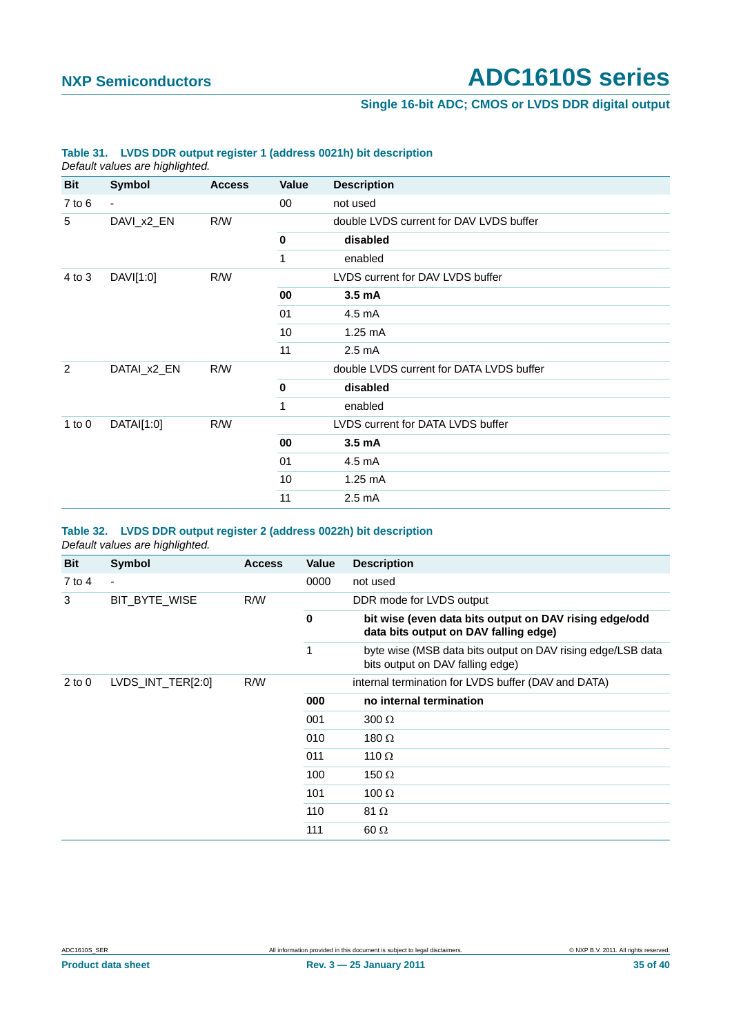**Table 31. LVDS DDR output register 1 (address 0021h) bit description**

*Default values are highlighted.*

| Bit | Symbol | Access | Value | Description |
|---|---|---|---|---|
| 7 to 6 | - | | 00 | not used |
| 5 | DAVI_x2_EN | R/W | | double LVDS current for DAV LVDS buffer |
| | | | **0** | **disabled** |
| | | | 1 | enabled |
| 4 to 3 | DAVI[1:0] | R/W | | LVDS current for DAV LVDS buffer |
| | | | **00** | **3.5 mA** |
| | | | 01 | 4.5 mA |
| | | | 10 | 1.25 mA |
| | | | 11 | 2.5 mA |
| 2 | DATAI_x2_EN | R/W | | double LVDS current for DATA LVDS buffer |
| | | | **0** | **disabled** |
| | | | 1 | enabled |
| 1 to 0 | DATAI[1:0] | R/W | | LVDS current for DATA LVDS buffer |
| | | | **00** | **3.5 mA** |
| | | | 01 | 4.5 mA |
| | | | 10 | 1.25 mA |
| | | | 11 | 2.5 mA |

**Table 32. LVDS DDR output register 2 (address 0022h) bit description**

*Default values are highlighted.*

| Bit | Symbol | Access | Value | Description |
|---|---|---|---|---|
| 7 to 4 | - | | 0000 | not used |
| 3 | BIT_BYTE_WISE | R/W | | DDR mode for LVDS output |
| | | | **0** | **bit wise (even data bits output on DAV rising edge/odd data bits output on DAV falling edge)** |
| | | | 1 | byte wise (MSB data bits output on DAV rising edge/LSB data bits output on DAV falling edge) |
| 2 to 0 | LVDS_INT_TER[2:0] | R/W | | internal termination for LVDS buffer (DAV and DATA) |
| | | | **000** | **no internal termination** |
| | | | 001 | 300 Ω |
| | | | 010 | 180 Ω |
| | | | 011 | 110 Ω |
| | | | 100 | 150 Ω |
| | | | 101 | 100 Ω |
| | | | 110 | 81 Ω |
| | | | 111 | 60 Ω |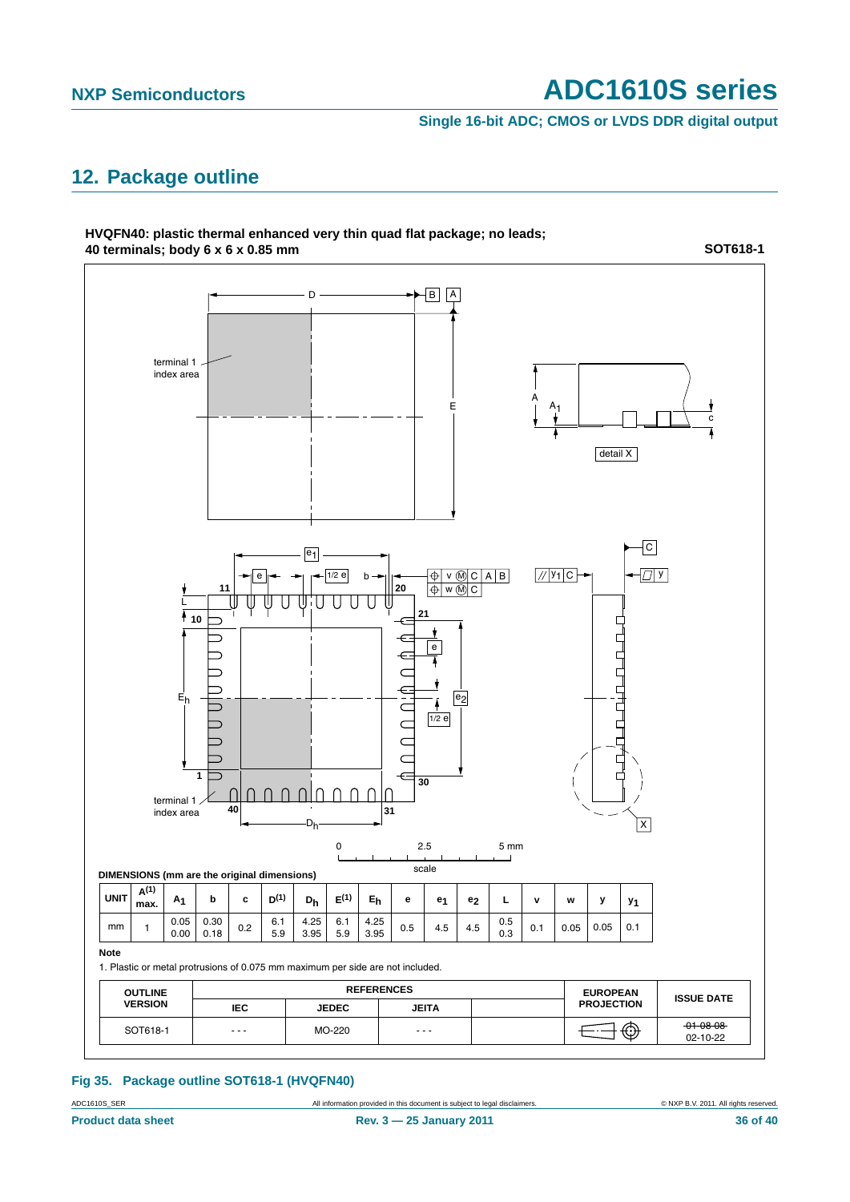## 12. Package outline

**HVQFN40: plastic thermal enhanced very thin quad flat package; no leads; 40 terminals; body 6 x 6 x 0.85 mm** **SOT618-1**

DIMENSIONS (mm are the original dimensions)

| UNIT | $A^{(1)}$ max. | $A_1$ | b | c | $D^{(1)}$ | $D_h$ | $E^{(1)}$ | $E_h$ | e | $e_1$ | $e_2$ | L | v | w | y | $y_1$ |
|---|---|---|---|---|---|---|---|---|---|---|---|---|---|---|---|---|
| mm | 1 | 0.05<br>0.00 | 0.30<br>0.18 | 0.2 | 6.1<br>5.9 | 4.25<br>3.95 | 6.1<br>5.9 | 4.25<br>3.95 | 0.5 | 4.5 | 4.5 | 0.5<br>0.3 | 0.1 | 0.05 | 0.05 | 0.1 |

**Note**

1. Plastic or metal protrusions of 0.075 mm maximum per side are not included.

| OUTLINE VERSION | REFERENCES | | | | EUROPEAN PROJECTION | ISSUE DATE |
|---|---|---|---|---|---|---|
| | IEC | JEDEC | JEITA | | | |
| SOT618-1 | - - - | MO-220 | - - - | | | ~~01-08-08~~<br>02-10-22 |

**Fig 35. Package outline SOT618-1 (HVQFN40)**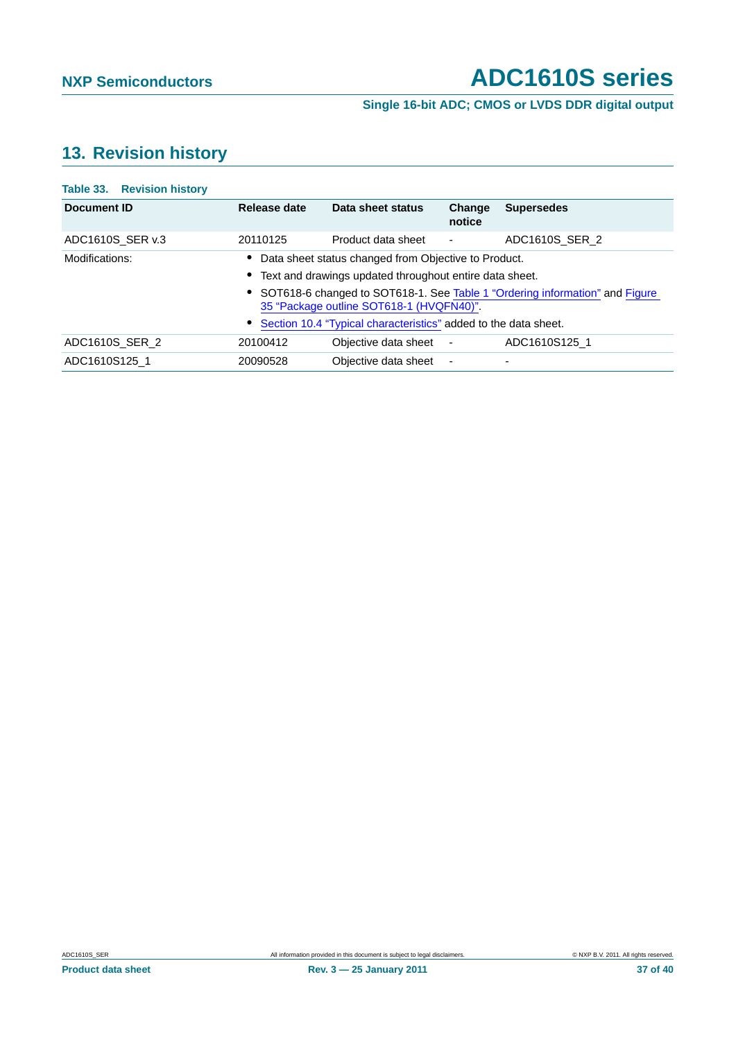## 13. Revision history

**Table 33. Revision history**

| Document ID | Release date | Data sheet status | Change notice | Supersedes |
|---|---|---|---|---|
| ADC1610S_SER v.3 | 20110125 | Product data sheet | - | ADC1610S_SER_2 |
| Modifications: | • Data sheet status changed from Objective to Product.<br>• Text and drawings updated throughout entire data sheet.<br>• SOT618-6 changed to SOT618-1. See Table 1 "Ordering information" and Figure 35 "Package outline SOT618-1 (HVQFN40)".<br>• Section 10.4 "Typical characteristics" added to the data sheet. | | | |
| ADC1610S_SER_2 | 20100412 | Objective data sheet | - | ADC1610S125_1 |
| ADC1610S125_1 | 20090528 | Objective data sheet | - | - |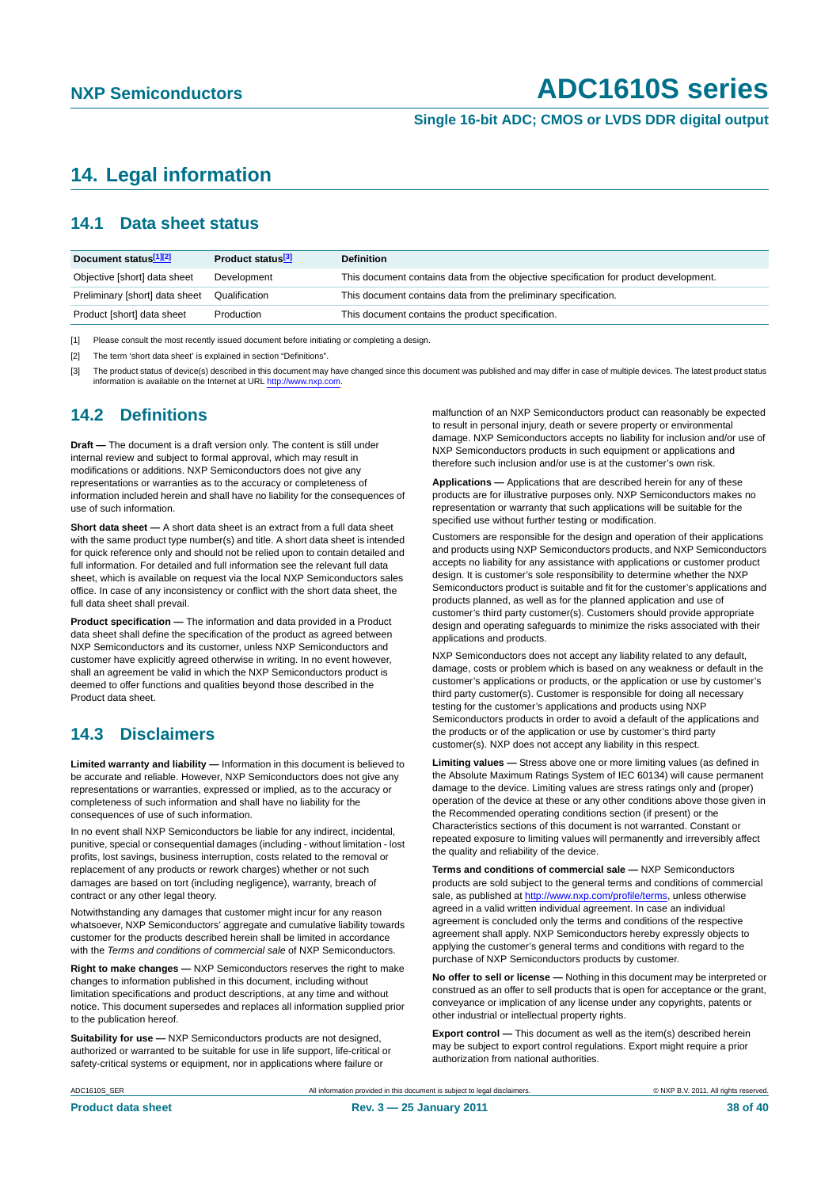## 14. Legal information

### 14.1 Data sheet status

| Document status[1][2] | Product status[3] | Definition |
|---|---|---|
| Objective [short] data sheet | Development | This document contains data from the objective specification for product development. |
| Preliminary [short] data sheet | Qualification | This document contains data from the preliminary specification. |
| Product [short] data sheet | Production | This document contains the product specification. |

[1] Please consult the most recently issued document before initiating or completing a design.

[2] The term 'short data sheet' is explained in section "Definitions".

[3] The product status of device(s) described in this document may have changed since this document was published and may differ in case of multiple devices. The latest product status information is available on the Internet at URL http://www.nxp.com.

### 14.2 Definitions

**Draft —** The document is a draft version only. The content is still under internal review and subject to formal approval, which may result in modifications or additions. NXP Semiconductors does not give any representations or warranties as to the accuracy or completeness of information included herein and shall have no liability for the consequences of use of such information.

**Short data sheet —** A short data sheet is an extract from a full data sheet with the same product type number(s) and title. A short data sheet is intended for quick reference only and should not be relied upon to contain detailed and full information. For detailed and full information see the relevant full data sheet, which is available on request via the local NXP Semiconductors sales office. In case of any inconsistency or conflict with the short data sheet, the full data sheet shall prevail.

**Product specification —** The information and data provided in a Product data sheet shall define the specification of the product as agreed between NXP Semiconductors and its customer, unless NXP Semiconductors and customer have explicitly agreed otherwise in writing. In no event however, shall an agreement be valid in which the NXP Semiconductors product is deemed to offer functions and qualities beyond those described in the Product data sheet.

### 14.3 Disclaimers

**Limited warranty and liability —** Information in this document is believed to be accurate and reliable. However, NXP Semiconductors does not give any representations or warranties, expressed or implied, as to the accuracy or completeness of such information and shall have no liability for the consequences of use of such information.

In no event shall NXP Semiconductors be liable for any indirect, incidental, punitive, special or consequential damages (including - without limitation - lost profits, lost savings, business interruption, costs related to the removal or replacement of any products or rework charges) whether or not such damages are based on tort (including negligence), warranty, breach of contract or any other legal theory.

Notwithstanding any damages that customer might incur for any reason whatsoever, NXP Semiconductors' aggregate and cumulative liability towards customer for the products described herein shall be limited in accordance with the *Terms and conditions of commercial sale* of NXP Semiconductors.

**Right to make changes —** NXP Semiconductors reserves the right to make changes to information published in this document, including without limitation specifications and product descriptions, at any time and without notice. This document supersedes and replaces all information supplied prior to the publication hereof.

**Suitability for use —** NXP Semiconductors products are not designed, authorized or warranted to be suitable for use in life support, life-critical or safety-critical systems or equipment, nor in applications where failure or malfunction of an NXP Semiconductors product can reasonably be expected to result in personal injury, death or severe property or environmental damage. NXP Semiconductors accepts no liability for inclusion and/or use of NXP Semiconductors products in such equipment or applications and therefore such inclusion and/or use is at the customer's own risk.

**Applications —** Applications that are described herein for any of these products are for illustrative purposes only. NXP Semiconductors makes no representation or warranty that such applications will be suitable for the specified use without further testing or modification.

Customers are responsible for the design and operation of their applications and products using NXP Semiconductors products, and NXP Semiconductors accepts no liability for any assistance with applications or customer product design. It is customer's sole responsibility to determine whether the NXP Semiconductors product is suitable and fit for the customer's applications and products planned, as well as for the planned application and use of customer's third party customer(s). Customers should provide appropriate design and operating safeguards to minimize the risks associated with their applications and products.

NXP Semiconductors does not accept any liability related to any default, damage, costs or problem which is based on any weakness or default in the customer's applications or products, or the application or use by customer's third party customer(s). Customer is responsible for doing all necessary testing for the customer's applications and products using NXP Semiconductors products in order to avoid a default of the applications and the products or of the application or use by customer's third party customer(s). NXP does not accept any liability in this respect.

**Limiting values —** Stress above one or more limiting values (as defined in the Absolute Maximum Ratings System of IEC 60134) will cause permanent damage to the device. Limiting values are stress ratings only and (proper) operation of the device at these or any other conditions above those given in the Recommended operating conditions section (if present) or the Characteristics sections of this document is not warranted. Constant or repeated exposure to limiting values will permanently and irreversibly affect the quality and reliability of the device.

**Terms and conditions of commercial sale —** NXP Semiconductors products are sold subject to the general terms and conditions of commercial sale, as published at http://www.nxp.com/profile/terms, unless otherwise agreed in a valid written individual agreement. In case an individual agreement is concluded only the terms and conditions of the respective agreement shall apply. NXP Semiconductors hereby expressly objects to applying the customer's general terms and conditions with regard to the purchase of NXP Semiconductors products by customer.

**No offer to sell or license —** Nothing in this document may be interpreted or construed as an offer to sell products that is open for acceptance or the grant, conveyance or implication of any license under any copyrights, patents or other industrial or intellectual property rights.

**Export control —** This document as well as the item(s) described herein may be subject to export control regulations. Export might require a prior authorization from national authorities.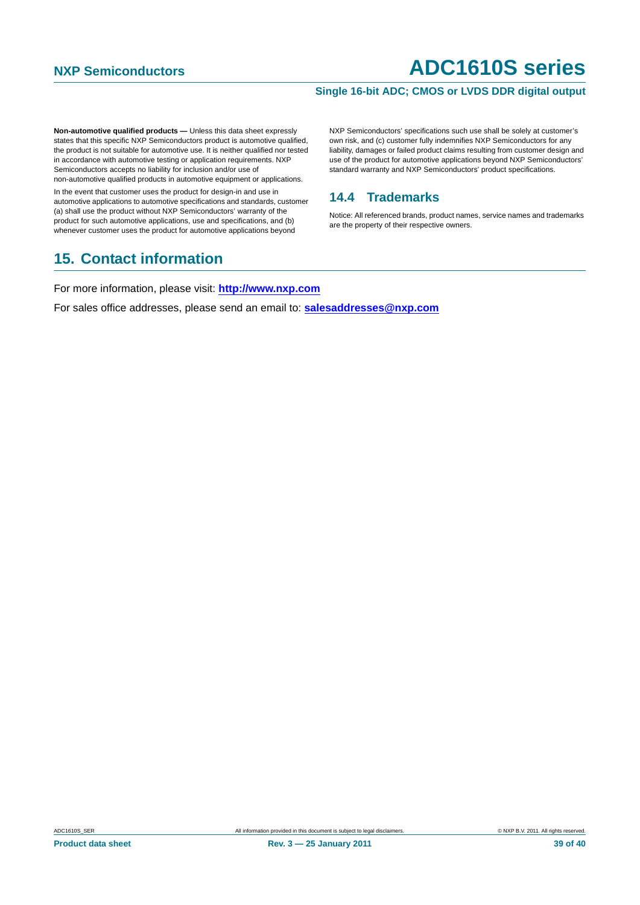**Non-automotive qualified products —** Unless this data sheet expressly states that this specific NXP Semiconductors product is automotive qualified, the product is not suitable for automotive use. It is neither qualified nor tested in accordance with automotive testing or application requirements. NXP Semiconductors accepts no liability for inclusion and/or use of non-automotive qualified products in automotive equipment or applications.

In the event that customer uses the product for design-in and use in automotive applications to automotive specifications and standards, customer (a) shall use the product without NXP Semiconductors' warranty of the product for such automotive applications, use and specifications, and (b) whenever customer uses the product for automotive applications beyond NXP Semiconductors' specifications such use shall be solely at customer's own risk, and (c) customer fully indemnifies NXP Semiconductors for any liability, damages or failed product claims resulting from customer design and use of the product for automotive applications beyond NXP Semiconductors' standard warranty and NXP Semiconductors' product specifications.

### 14.4 Trademarks

Notice: All referenced brands, product names, service names and trademarks are the property of their respective owners.

## 15. Contact information

For more information, please visit: **http://www.nxp.com**

For sales office addresses, please send an email to: **salesaddresses@nxp.com**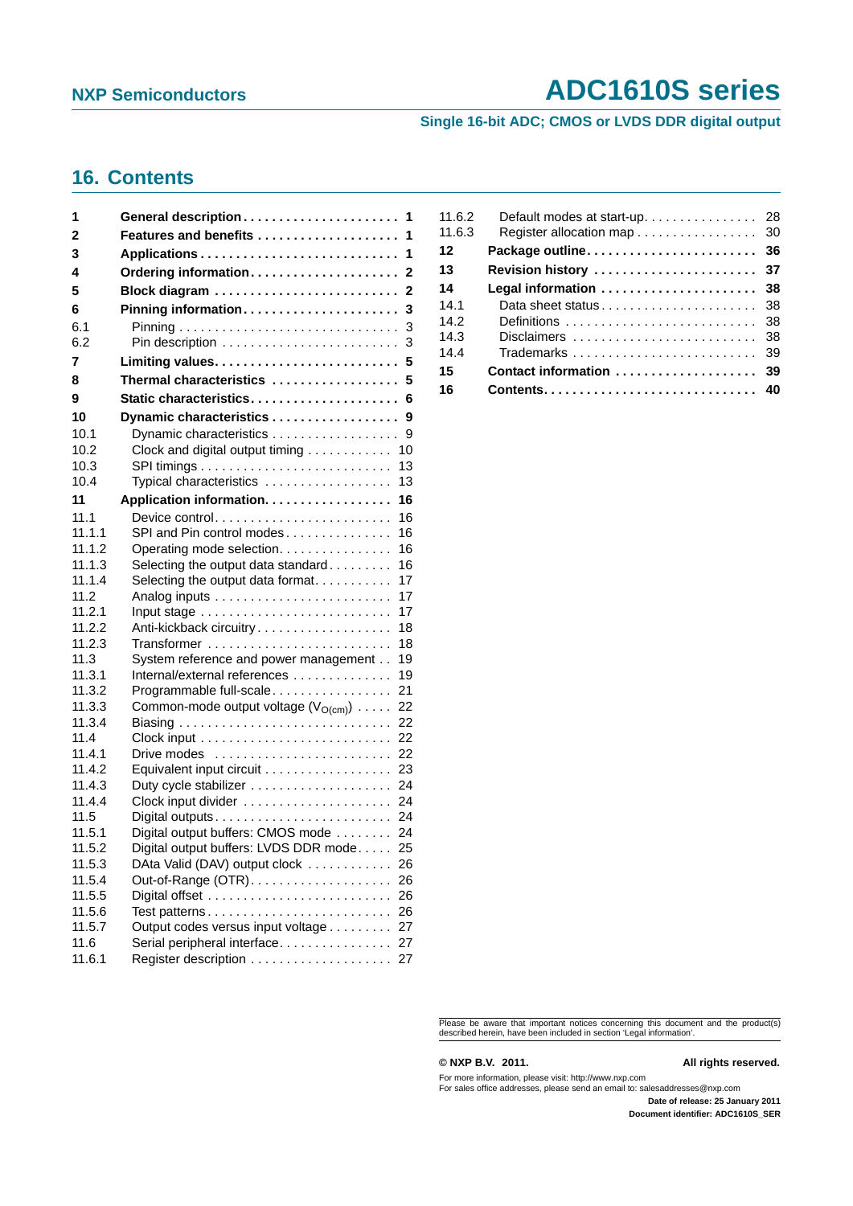## 16. Contents

| | | |
|---|---|---|
| **1** | **General description** | **1** |
| **2** | **Features and benefits** | **1** |
| **3** | **Applications** | **1** |
| **4** | **Ordering information** | **2** |
| **5** | **Block diagram** | **2** |
| **6** | **Pinning information** | **3** |
| 6.1 | Pinning | 3 |
| 6.2 | Pin description | 3 |
| **7** | **Limiting values** | **5** |
| **8** | **Thermal characteristics** | **5** |
| **9** | **Static characteristics** | **6** |
| **10** | **Dynamic characteristics** | **9** |
| 10.1 | Dynamic characteristics | 9 |
| 10.2 | Clock and digital output timing | 10 |
| 10.3 | SPI timings | 13 |
| 10.4 | Typical characteristics | 13 |
| **11** | **Application information** | **16** |
| 11.1 | Device control | 16 |
| 11.1.1 | SPI and Pin control modes | 16 |
| 11.1.2 | Operating mode selection | 16 |
| 11.1.3 | Selecting the output data standard | 16 |
| 11.1.4 | Selecting the output data format | 17 |
| 11.2 | Analog inputs | 17 |
| 11.2.1 | Input stage | 17 |
| 11.2.2 | Anti-kickback circuitry | 18 |
| 11.2.3 | Transformer | 18 |
| 11.3 | System reference and power management | 19 |
| 11.3.1 | Internal/external references | 19 |
| 11.3.2 | Programmable full-scale | 21 |
| 11.3.3 | Common-mode output voltage ($V_{O(cm)}$) | 22 |
| 11.3.4 | Biasing | 22 |
| 11.4 | Clock input | 22 |
| 11.4.1 | Drive modes | 22 |
| 11.4.2 | Equivalent input circuit | 23 |
| 11.4.3 | Duty cycle stabilizer | 24 |
| 11.4.4 | Clock input divider | 24 |
| 11.5 | Digital outputs | 24 |
| 11.5.1 | Digital output buffers: CMOS mode | 24 |
| 11.5.2 | Digital output buffers: LVDS DDR mode | 25 |
| 11.5.3 | DAta Valid (DAV) output clock | 26 |
| 11.5.4 | Out-of-Range (OTR) | 26 |
| 11.5.5 | Digital offset | 26 |
| 11.5.6 | Test patterns | 26 |
| 11.5.7 | Output codes versus input voltage | 27 |
| 11.6 | Serial peripheral interface | 27 |
| 11.6.1 | Register description | 27 |
| 11.6.2 | Default modes at start-up | 28 |
| 11.6.3 | Register allocation map | 30 |
| **12** | **Package outline** | **36** |
| **13** | **Revision history** | **37** |
| **14** | **Legal information** | **38** |
| 14.1 | Data sheet status | 38 |
| 14.2 | Definitions | 38 |
| 14.3 | Disclaimers | 38 |
| 14.4 | Trademarks | 39 |
| **15** | **Contact information** | **39** |
| **16** | **Contents** | **40** |

Please be aware that important notices concerning this document and the product(s) described herein, have been included in section 'Legal information'.

**© NXP B.V. 2011. All rights reserved.**

For more information, please visit: http://www.nxp.com
For sales office addresses, please send an email to: salesaddresses@nxp.com

**Date of release: 25 January 2011**
**Document identifier: ADC1610S_SER**